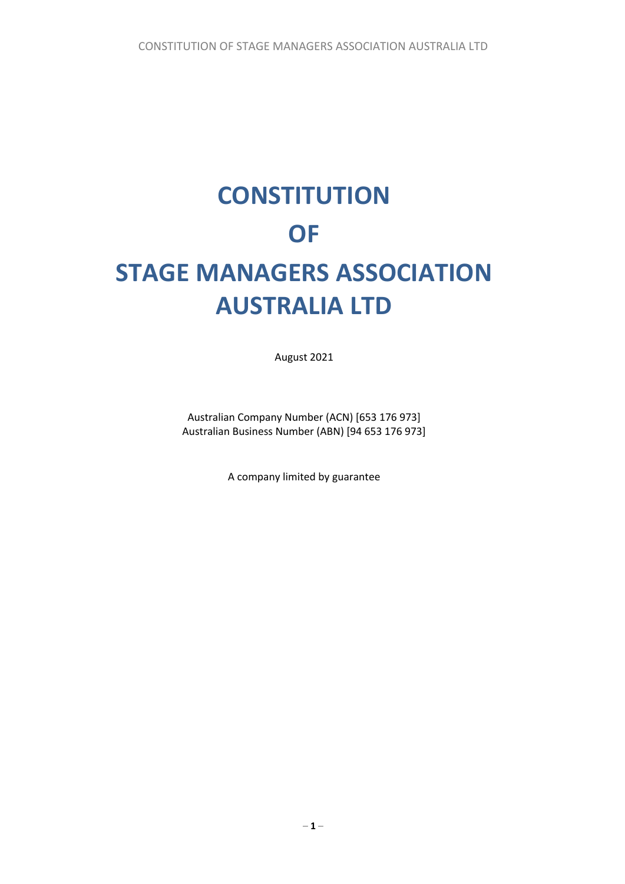# CONSTITUTION

# OF

# STAGE MANAGERS ASSOCIATION AUSTRALIA LTD

August 2021

Australian Company Number (ACN) [653 176 973]
Australian Business Number (ABN) [94 653 176 973]

A company limited by guarantee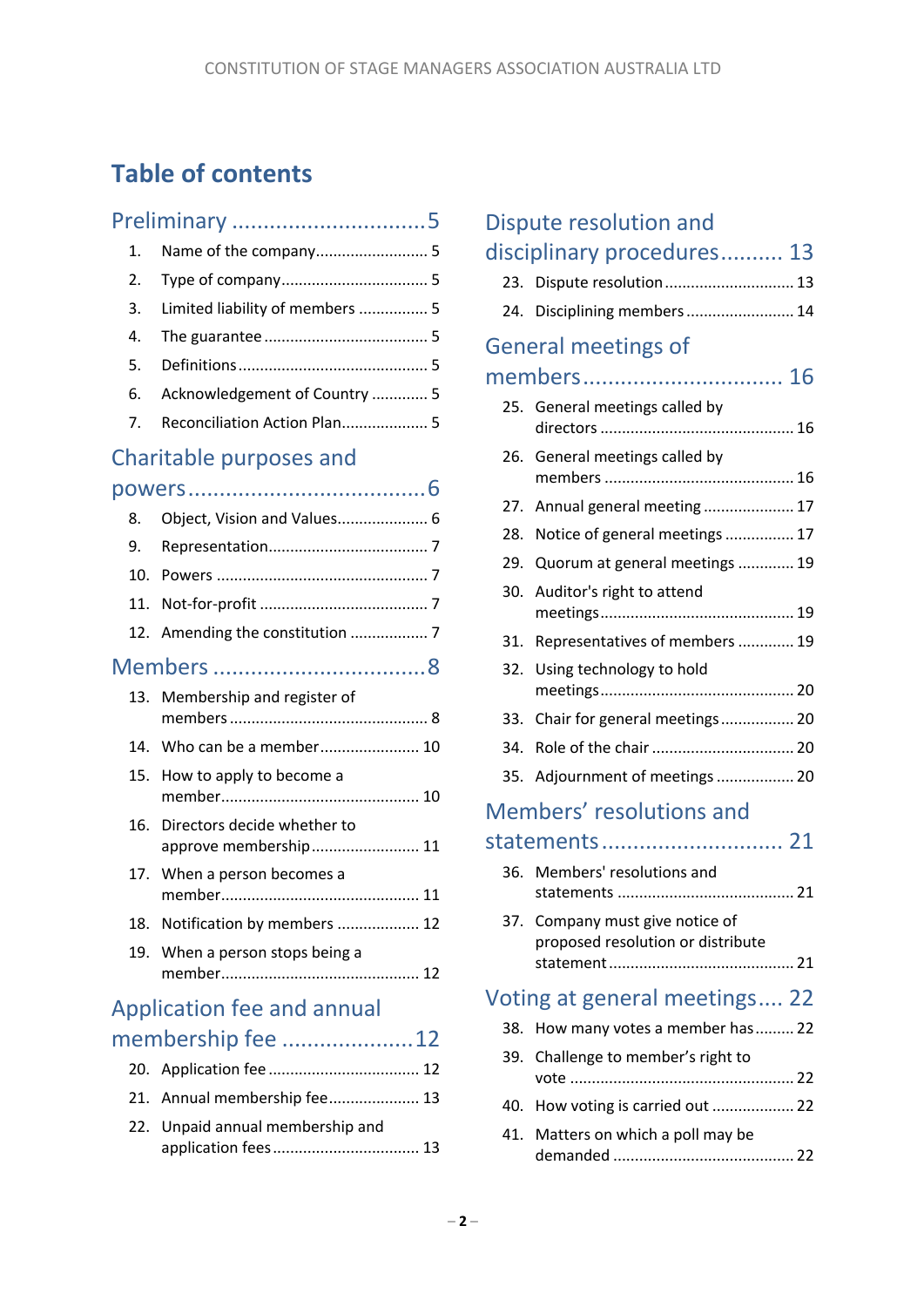# Table of contents

## Preliminary ..............................5

1. Name of the company......................... 5
2. Type of company................................ 5
3. Limited liability of members ................ 5
4. The guarantee ..................................... 5
5. Definitions ........................................... 5
6. Acknowledgement of Country ............. 5
7. Reconciliation Action Plan.................... 5

## Charitable purposes and powers....................................6

8. Object, Vision and Values..................... 6
9. Representation.................................... 7
10. Powers ................................................ 7
11. Not-for-profit ...................................... 7
12. Amending the constitution .................. 7

## Members .................................8

13. Membership and register of members ............................................ 8
14. Who can be a member....................... 10
15. How to apply to become a member............................................. 10
16. Directors decide whether to approve membership......................... 11
17. When a person becomes a member............................................. 11
18. Notification by members ................... 12
19. When a person stops being a member............................................. 12

## Application fee and annual membership fee ....................12

20. Application fee .................................. 12
21. Annual membership fee..................... 13
22. Unpaid annual membership and application fees................................. 13

## Dispute resolution and disciplinary procedures.......... 13

23. Dispute resolution ............................. 13
24. Disciplining members ......................... 14

## General meetings of members............................... 16

25. General meetings called by directors ............................................ 16
26. General meetings called by members ............................................ 16
27. Annual general meeting ..................... 17
28. Notice of general meetings ................ 17
29. Quorum at general meetings ............ 19
30. Auditor's right to attend meetings............................................ 19
31. Representatives of members ............ 19
32. Using technology to hold meetings............................................ 20
33. Chair for general meetings................. 20
34. Role of the chair ................................ 20
35. Adjournment of meetings .................. 20

## Members' resolutions and statements............................ 21

36. Members' resolutions and statements ........................................ 21
37. Company must give notice of proposed resolution or distribute statement .......................................... 21

## Voting at general meetings.... 22

38. How many votes a member has......... 22
39. Challenge to member's right to vote ................................................... 22
40. How voting is carried out ................... 22
41. Matters on which a poll may be demanded ......................................... 22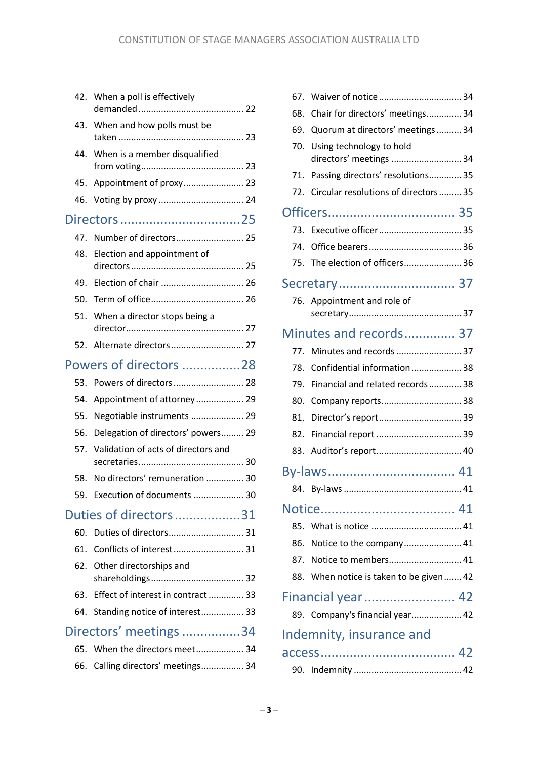42. When a poll is effectively demanded ........................................ 22
43. When and how polls must be taken ................................................ 23
44. When is a member disqualified from voting........................................ 23
45. Appointment of proxy........................ 23
46. Voting by proxy ................................. 24

## Directors ................................ 25

47. Number of directors.......................... 25
48. Election and appointment of directors ............................................ 25
49. Election of chair ................................ 26
50. Term of office.................................... 26
51. When a director stops being a director............................................... 27
52. Alternate directors ............................ 27

## Powers of directors ................ 28

53. Powers of directors ........................... 28
54. Appointment of attorney .................. 29
55. Negotiable instruments ..................... 29
56. Delegation of directors' powers......... 29
57. Validation of acts of directors and secretaries......................................... 30
58. No directors' remuneration ............... 30
59. Execution of documents .................... 30

## Duties of directors .................. 31

60. Duties of directors............................. 31
61. Conflicts of interest........................... 31
62. Other directorships and shareholdings.................................... 32
63. Effect of interest in contract ............. 33
64. Standing notice of interest................. 33

## Directors' meetings ................ 34

65. When the directors meet................... 34
66. Calling directors' meetings................. 34
67. Waiver of notice ................................ 34
68. Chair for directors' meetings.............. 34
69. Quorum at directors' meetings .......... 34
70. Using technology to hold directors' meetings ............................ 34
71. Passing directors' resolutions............. 35
72. Circular resolutions of directors ......... 35

## Officers.................................. 35

73. Executive officer ................................ 35
74. Office bearers .................................... 36
75. The election of officers....................... 36

## Secretary ............................... 37

76. Appointment and role of secretary............................................ 37

## Minutes and records ............. 37

77. Minutes and records ......................... 37
78. Confidential information .................... 38
79. Financial and related records ............ 38
80. Company reports............................... 38
81. Director's report................................ 39
82. Financial report ................................. 39
83. Auditor's report................................. 40

## By-laws.................................. 41

84. By-laws .............................................. 41

## Notice.................................... 41

85. What is notice ................................... 41
86. Notice to the company...................... 41
87. Notice to members............................ 41
88. When notice is taken to be given....... 42

## Financial year ......................... 42

89. Company's financial year.................... 42

## Indemnity, insurance and access.................................... 42

90. Indemnity .......................................... 42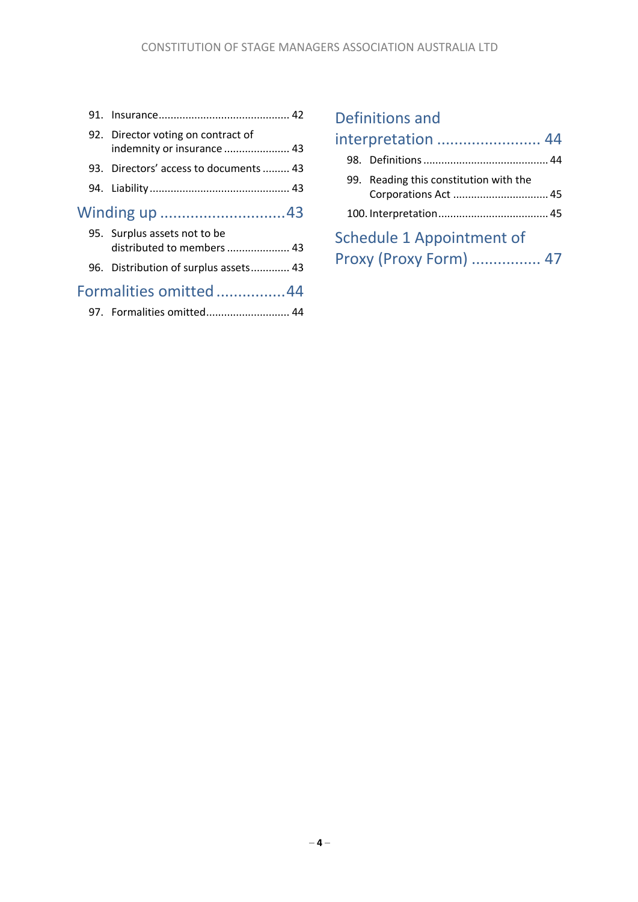91. Insurance ........................................... 42

92. Director voting on contract of indemnity or insurance ..................... 43

93. Directors' access to documents ......... 43

94. Liability .............................................. 43

## Winding up ............................. 43

95. Surplus assets not to be distributed to members ..................... 43

96. Distribution of surplus assets............ 43

## Formalities omitted ................ 44

97. Formalities omitted........................... 44

## Definitions and interpretation ........................ 44

98. Definitions .......................................... 44

99. Reading this constitution with the Corporations Act ................................ 45

100. Interpretation..................................... 45

## Schedule 1 Appointment of Proxy (Proxy Form) ................ 47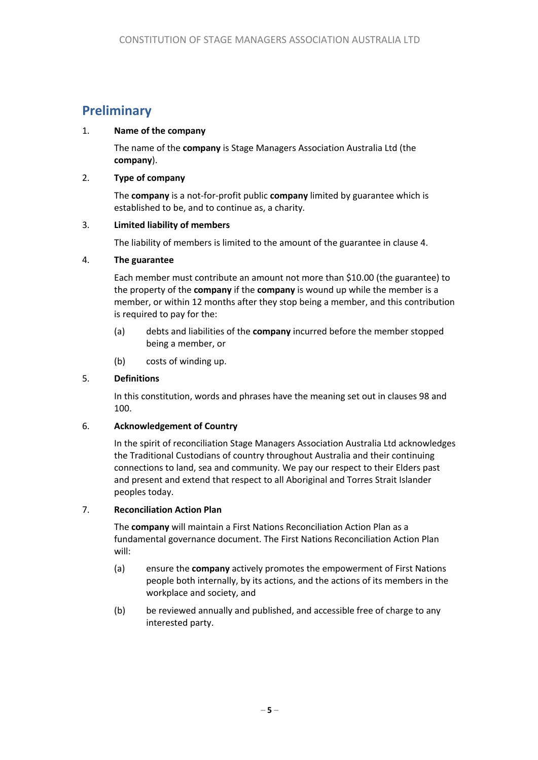## Preliminary

1. **Name of the company**

   The name of the **company** is Stage Managers Association Australia Ltd (the **company**).

2. **Type of company**

   The **company** is a not-for-profit public **company** limited by guarantee which is established to be, and to continue as, a charity.

3. **Limited liability of members**

   The liability of members is limited to the amount of the guarantee in clause 4.

4. **The guarantee**

   Each member must contribute an amount not more than $10.00 (the guarantee) to the property of the **company** if the **company** is wound up while the member is a member, or within 12 months after they stop being a member, and this contribution is required to pay for the:

   (a) debts and liabilities of the **company** incurred before the member stopped being a member, or

   (b) costs of winding up.

5. **Definitions**

   In this constitution, words and phrases have the meaning set out in clauses 98 and 100.

6. **Acknowledgement of Country**

   In the spirit of reconciliation Stage Managers Association Australia Ltd acknowledges the Traditional Custodians of country throughout Australia and their continuing connections to land, sea and community. We pay our respect to their Elders past and present and extend that respect to all Aboriginal and Torres Strait Islander peoples today.

7. **Reconciliation Action Plan**

   The **company** will maintain a First Nations Reconciliation Action Plan as a fundamental governance document. The First Nations Reconciliation Action Plan will:

   (a) ensure the **company** actively promotes the empowerment of First Nations people both internally, by its actions, and the actions of its members in the workplace and society, and

   (b) be reviewed annually and published, and accessible free of charge to any interested party.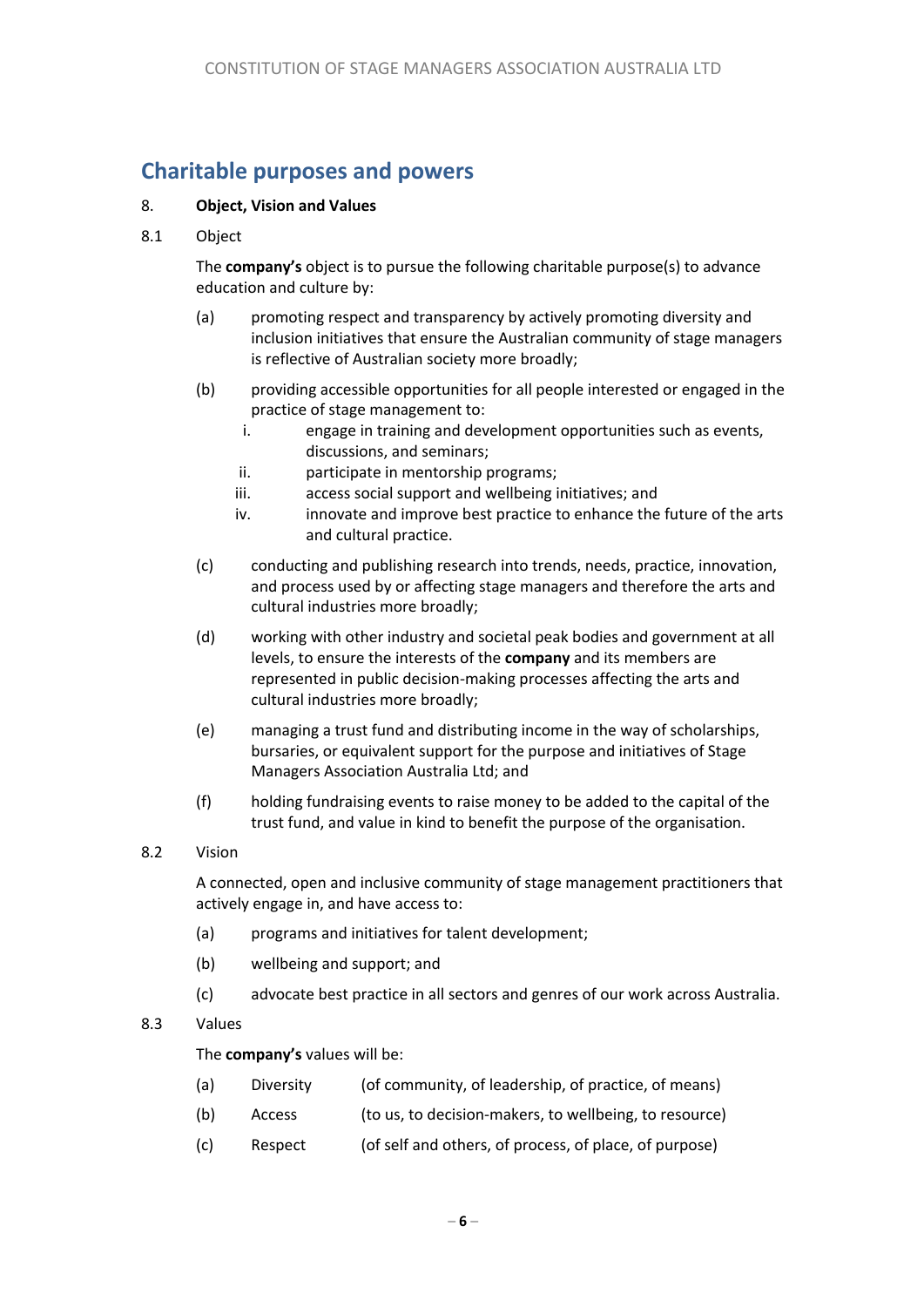## Charitable purposes and powers

8. **Object, Vision and Values**

8.1 Object

The **company's** object is to pursue the following charitable purpose(s) to advance education and culture by:

(a) promoting respect and transparency by actively promoting diversity and inclusion initiatives that ensure the Australian community of stage managers is reflective of Australian society more broadly;

(b) providing accessible opportunities for all people interested or engaged in the practice of stage management to:

   i. engage in training and development opportunities such as events, discussions, and seminars;

   ii. participate in mentorship programs;

   iii. access social support and wellbeing initiatives; and

   iv. innovate and improve best practice to enhance the future of the arts and cultural practice.

(c) conducting and publishing research into trends, needs, practice, innovation, and process used by or affecting stage managers and therefore the arts and cultural industries more broadly;

(d) working with other industry and societal peak bodies and government at all levels, to ensure the interests of the **company** and its members are represented in public decision-making processes affecting the arts and cultural industries more broadly;

(e) managing a trust fund and distributing income in the way of scholarships, bursaries, or equivalent support for the purpose and initiatives of Stage Managers Association Australia Ltd; and

(f) holding fundraising events to raise money to be added to the capital of the trust fund, and value in kind to benefit the purpose of the organisation.

8.2 Vision

A connected, open and inclusive community of stage management practitioners that actively engage in, and have access to:

(a) programs and initiatives for talent development;

(b) wellbeing and support; and

(c) advocate best practice in all sectors and genres of our work across Australia.

8.3 Values

The **company's** values will be:

(a) Diversity (of community, of leadership, of practice, of means)

(b) Access (to us, to decision-makers, to wellbeing, to resource)

(c) Respect (of self and others, of process, of place, of purpose)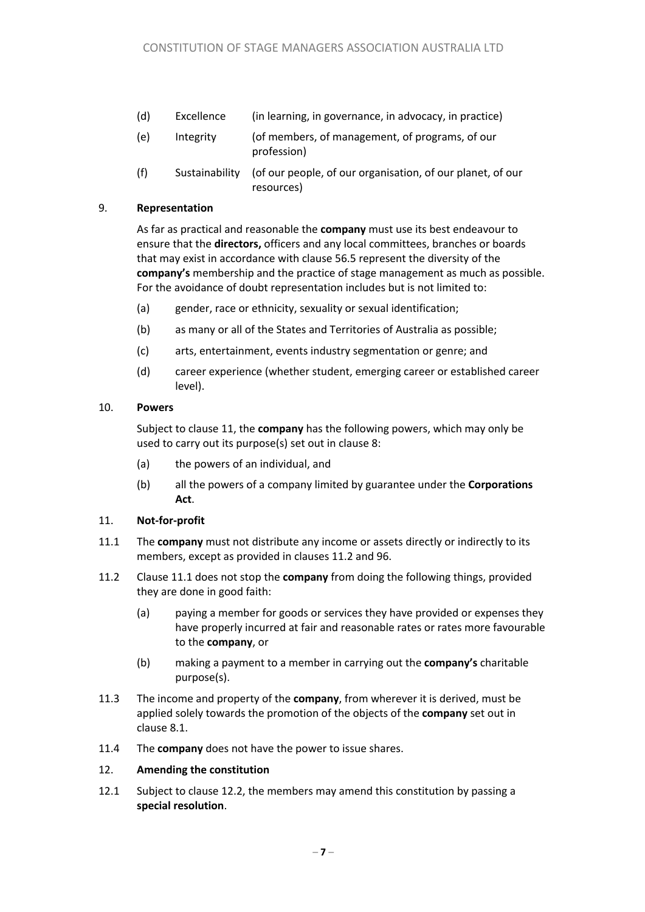(d) Excellence (in learning, in governance, in advocacy, in practice)

(e) Integrity (of members, of management, of programs, of our profession)

(f) Sustainability (of our people, of our organisation, of our planet, of our resources)

9. **Representation**

As far as practical and reasonable the **company** must use its best endeavour to ensure that the **directors,** officers and any local committees, branches or boards that may exist in accordance with clause 56.5 represent the diversity of the **company's** membership and the practice of stage management as much as possible. For the avoidance of doubt representation includes but is not limited to:

(a) gender, race or ethnicity, sexuality or sexual identification;

(b) as many or all of the States and Territories of Australia as possible;

(c) arts, entertainment, events industry segmentation or genre; and

(d) career experience (whether student, emerging career or established career level).

10. **Powers**

Subject to clause 11, the **company** has the following powers, which may only be used to carry out its purpose(s) set out in clause 8:

(a) the powers of an individual, and

(b) all the powers of a company limited by guarantee under the **Corporations Act**.

11. **Not-for-profit**

11.1 The **company** must not distribute any income or assets directly or indirectly to its members, except as provided in clauses 11.2 and 96.

11.2 Clause 11.1 does not stop the **company** from doing the following things, provided they are done in good faith:

(a) paying a member for goods or services they have provided or expenses they have properly incurred at fair and reasonable rates or rates more favourable to the **company**, or

(b) making a payment to a member in carrying out the **company's** charitable purpose(s).

11.3 The income and property of the **company**, from wherever it is derived, must be applied solely towards the promotion of the objects of the **company** set out in clause 8.1.

11.4 The **company** does not have the power to issue shares.

12. **Amending the constitution**

12.1 Subject to clause 12.2, the members may amend this constitution by passing a **special resolution**.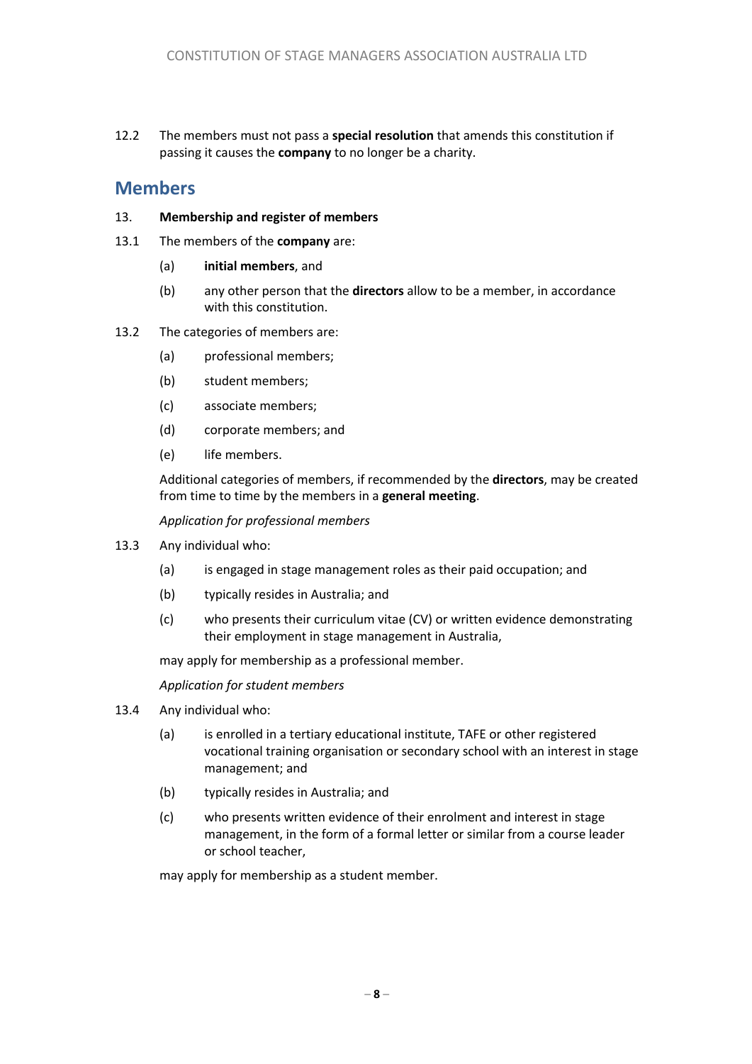12.2 The members must not pass a **special resolution** that amends this constitution if passing it causes the **company** to no longer be a charity.

## Members

13. **Membership and register of members**

13.1 The members of the **company** are:

(a) **initial members**, and

(b) any other person that the **directors** allow to be a member, in accordance with this constitution.

13.2 The categories of members are:

(a) professional members;

(b) student members;

(c) associate members;

(d) corporate members; and

(e) life members.

Additional categories of members, if recommended by the **directors**, may be created from time to time by the members in a **general meeting**.

*Application for professional members*

13.3 Any individual who:

(a) is engaged in stage management roles as their paid occupation; and

(b) typically resides in Australia; and

(c) who presents their curriculum vitae (CV) or written evidence demonstrating their employment in stage management in Australia,

may apply for membership as a professional member.

*Application for student members*

13.4 Any individual who:

(a) is enrolled in a tertiary educational institute, TAFE or other registered vocational training organisation or secondary school with an interest in stage management; and

(b) typically resides in Australia; and

(c) who presents written evidence of their enrolment and interest in stage management, in the form of a formal letter or similar from a course leader or school teacher,

may apply for membership as a student member.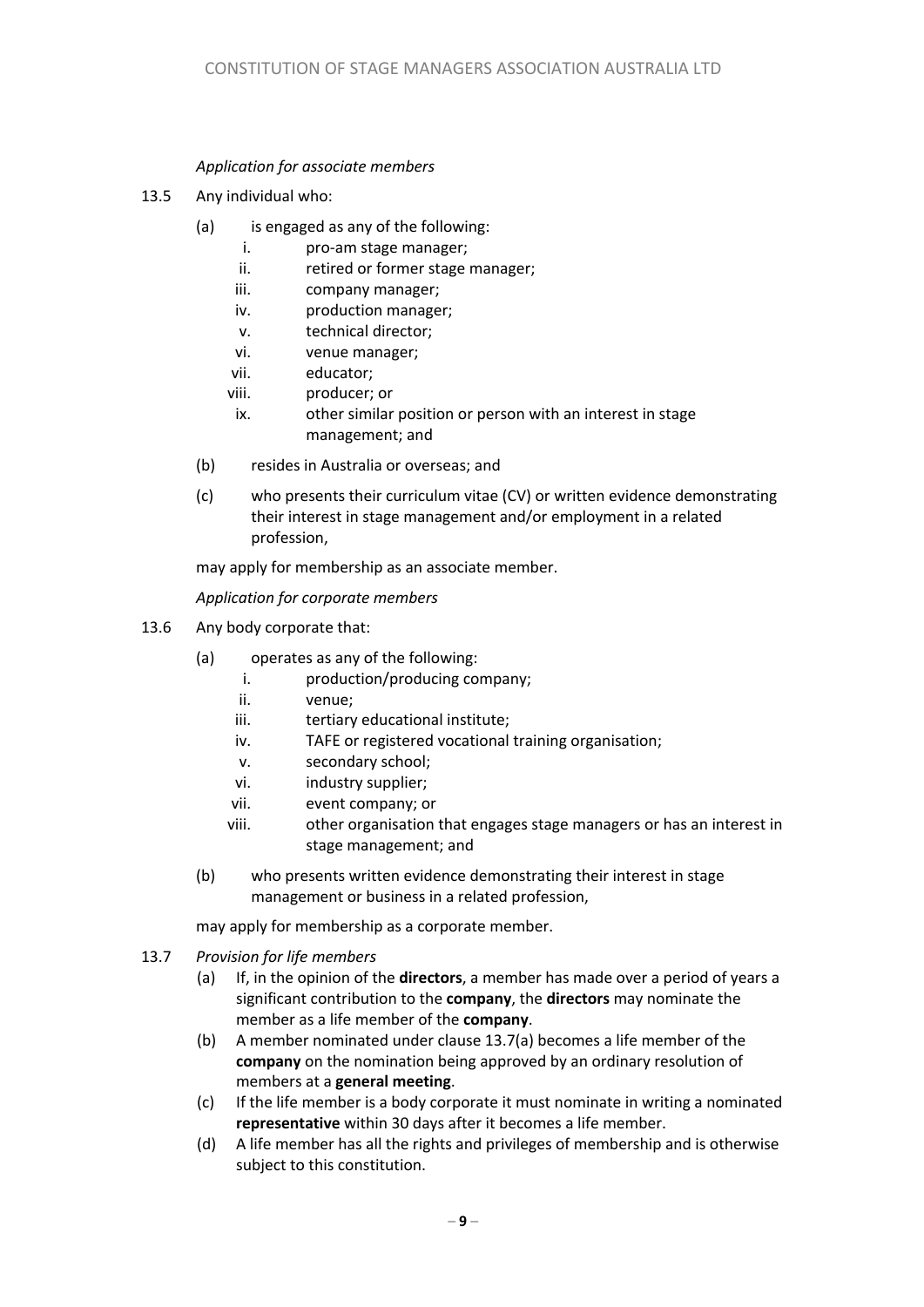*Application for associate members*

13.5 Any individual who:

(a) is engaged as any of the following:

   i. pro-am stage manager;
   ii. retired or former stage manager;
   iii. company manager;
   iv. production manager;
   v. technical director;
   vi. venue manager;
   vii. educator;
   viii. producer; or
   ix. other similar position or person with an interest in stage management; and

(b) resides in Australia or overseas; and

(c) who presents their curriculum vitae (CV) or written evidence demonstrating their interest in stage management and/or employment in a related profession,

may apply for membership as an associate member.

*Application for corporate members*

13.6 Any body corporate that:

(a) operates as any of the following:

   i. production/producing company;
   ii. venue;
   iii. tertiary educational institute;
   iv. TAFE or registered vocational training organisation;
   v. secondary school;
   vi. industry supplier;
   vii. event company; or
   viii. other organisation that engages stage managers or has an interest in stage management; and

(b) who presents written evidence demonstrating their interest in stage management or business in a related profession,

may apply for membership as a corporate member.

13.7 *Provision for life members*

(a) If, in the opinion of the **directors**, a member has made over a period of years a significant contribution to the **company**, the **directors** may nominate the member as a life member of the **company**.

(b) A member nominated under clause 13.7(a) becomes a life member of the **company** on the nomination being approved by an ordinary resolution of members at a **general meeting**.

(c) If the life member is a body corporate it must nominate in writing a nominated **representative** within 30 days after it becomes a life member.

(d) A life member has all the rights and privileges of membership and is otherwise subject to this constitution.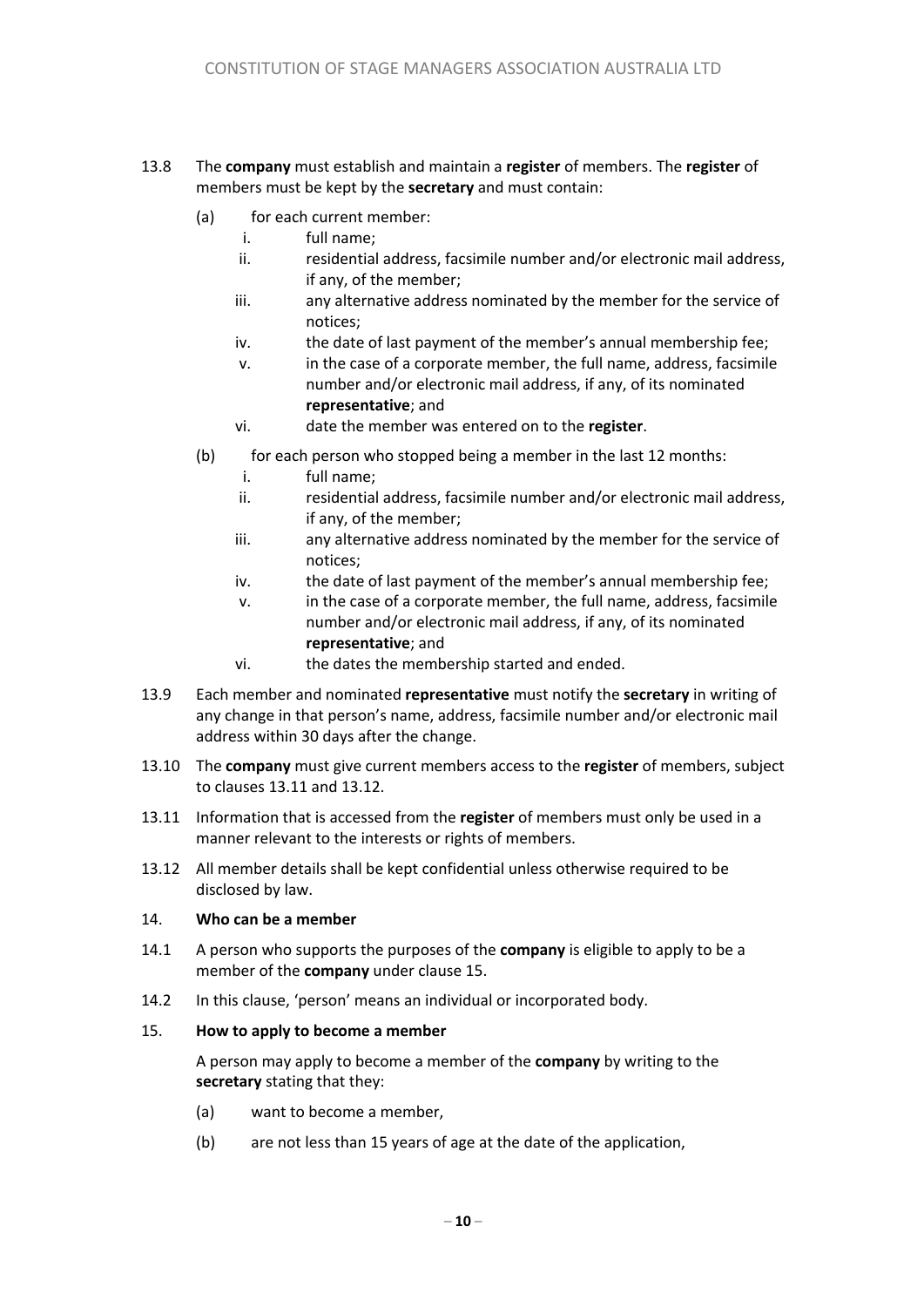13.8 The **company** must establish and maintain a **register** of members. The **register** of members must be kept by the **secretary** and must contain:

(a) for each current member:

i. full name;

ii. residential address, facsimile number and/or electronic mail address, if any, of the member;

iii. any alternative address nominated by the member for the service of notices;

iv. the date of last payment of the member's annual membership fee;

v. in the case of a corporate member, the full name, address, facsimile number and/or electronic mail address, if any, of its nominated **representative**; and

vi. date the member was entered on to the **register**.

(b) for each person who stopped being a member in the last 12 months:

i. full name;

ii. residential address, facsimile number and/or electronic mail address, if any, of the member;

iii. any alternative address nominated by the member for the service of notices;

iv. the date of last payment of the member's annual membership fee;

v. in the case of a corporate member, the full name, address, facsimile number and/or electronic mail address, if any, of its nominated **representative**; and

vi. the dates the membership started and ended.

13.9 Each member and nominated **representative** must notify the **secretary** in writing of any change in that person's name, address, facsimile number and/or electronic mail address within 30 days after the change.

13.10 The **company** must give current members access to the **register** of members, subject to clauses 13.11 and 13.12.

13.11 Information that is accessed from the **register** of members must only be used in a manner relevant to the interests or rights of members.

13.12 All member details shall be kept confidential unless otherwise required to be disclosed by law.

## 14. Who can be a member

14.1 A person who supports the purposes of the **company** is eligible to apply to be a member of the **company** under clause 15.

14.2 In this clause, 'person' means an individual or incorporated body.

## 15. How to apply to become a member

A person may apply to become a member of the **company** by writing to the **secretary** stating that they:

(a) want to become a member,

(b) are not less than 15 years of age at the date of the application,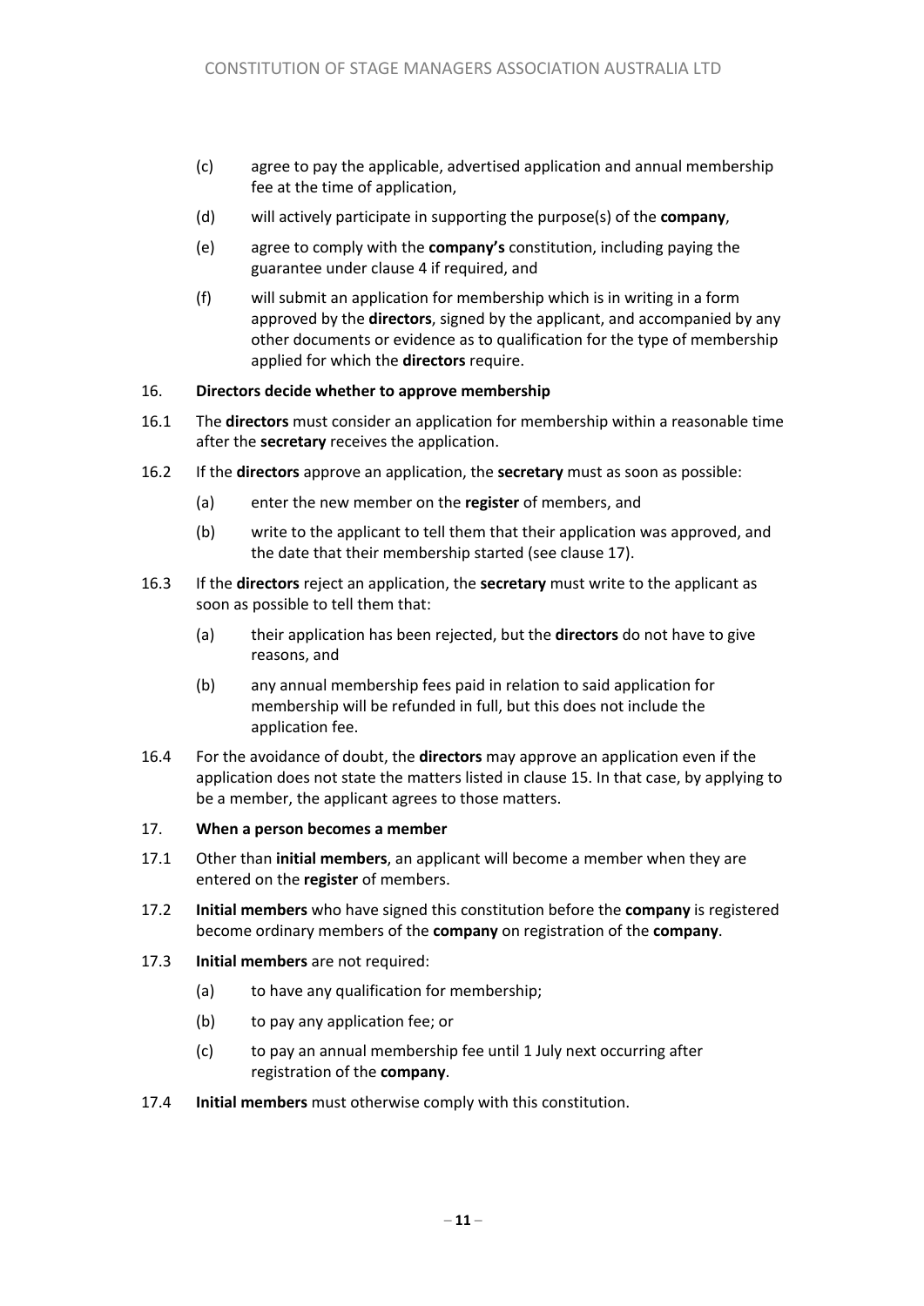(c) agree to pay the applicable, advertised application and annual membership fee at the time of application,

(d) will actively participate in supporting the purpose(s) of the **company**,

(e) agree to comply with the **company's** constitution, including paying the guarantee under clause 4 if required, and

(f) will submit an application for membership which is in writing in a form approved by the **directors**, signed by the applicant, and accompanied by any other documents or evidence as to qualification for the type of membership applied for which the **directors** require.

16. **Directors decide whether to approve membership**

16.1 The **directors** must consider an application for membership within a reasonable time after the **secretary** receives the application.

16.2 If the **directors** approve an application, the **secretary** must as soon as possible:

(a) enter the new member on the **register** of members, and

(b) write to the applicant to tell them that their application was approved, and the date that their membership started (see clause 17).

16.3 If the **directors** reject an application, the **secretary** must write to the applicant as soon as possible to tell them that:

(a) their application has been rejected, but the **directors** do not have to give reasons, and

(b) any annual membership fees paid in relation to said application for membership will be refunded in full, but this does not include the application fee.

16.4 For the avoidance of doubt, the **directors** may approve an application even if the application does not state the matters listed in clause 15. In that case, by applying to be a member, the applicant agrees to those matters.

17. **When a person becomes a member**

17.1 Other than **initial members**, an applicant will become a member when they are entered on the **register** of members.

17.2 **Initial members** who have signed this constitution before the **company** is registered become ordinary members of the **company** on registration of the **company**.

17.3 **Initial members** are not required:

(a) to have any qualification for membership;

(b) to pay any application fee; or

(c) to pay an annual membership fee until 1 July next occurring after registration of the **company**.

17.4 **Initial members** must otherwise comply with this constitution.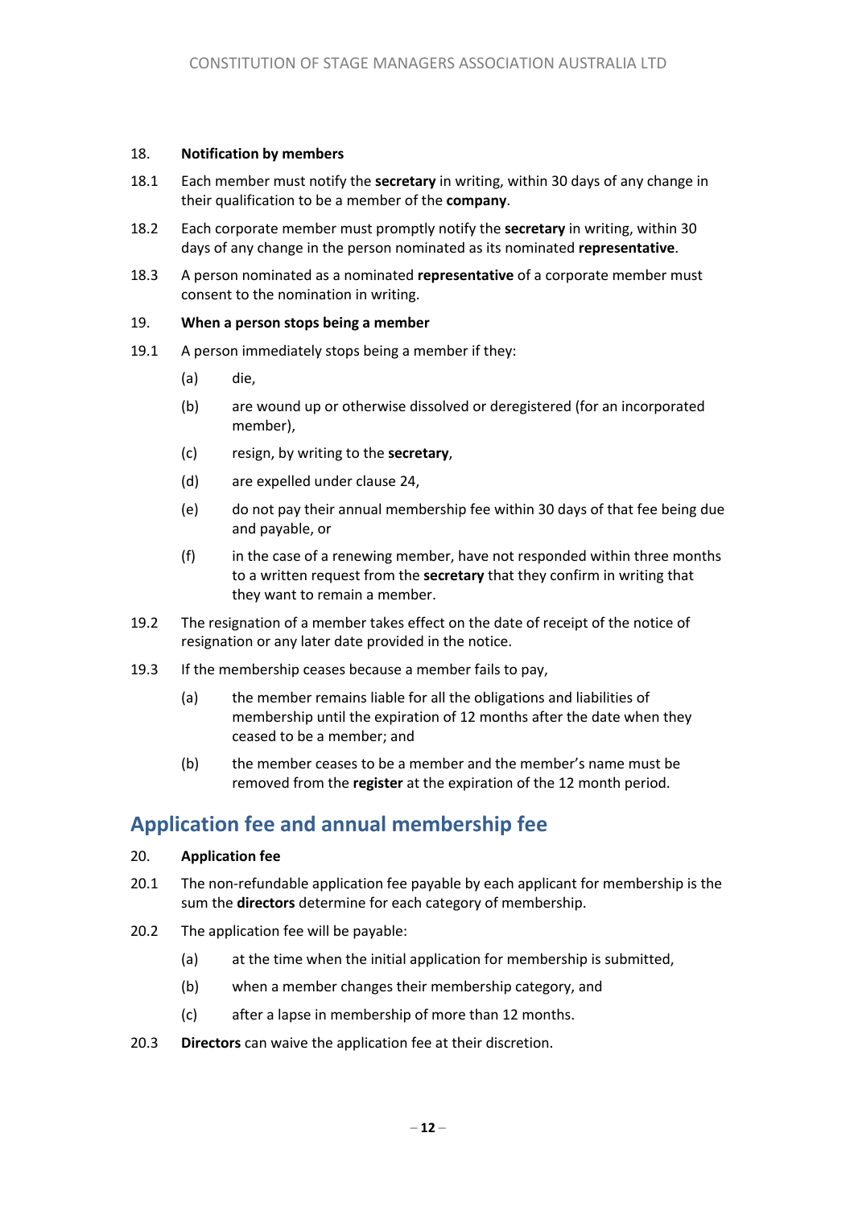18. **Notification by members**

18.1 Each member must notify the **secretary** in writing, within 30 days of any change in their qualification to be a member of the **company**.

18.2 Each corporate member must promptly notify the **secretary** in writing, within 30 days of any change in the person nominated as its nominated **representative**.

18.3 A person nominated as a nominated **representative** of a corporate member must consent to the nomination in writing.

19. **When a person stops being a member**

19.1 A person immediately stops being a member if they:

- (a) die,
- (b) are wound up or otherwise dissolved or deregistered (for an incorporated member),
- (c) resign, by writing to the **secretary**,
- (d) are expelled under clause 24,
- (e) do not pay their annual membership fee within 30 days of that fee being due and payable, or
- (f) in the case of a renewing member, have not responded within three months to a written request from the **secretary** that they confirm in writing that they want to remain a member.

19.2 The resignation of a member takes effect on the date of receipt of the notice of resignation or any later date provided in the notice.

19.3 If the membership ceases because a member fails to pay,

- (a) the member remains liable for all the obligations and liabilities of membership until the expiration of 12 months after the date when they ceased to be a member; and
- (b) the member ceases to be a member and the member's name must be removed from the **register** at the expiration of the 12 month period.

## Application fee and annual membership fee

20. **Application fee**

20.1 The non-refundable application fee payable by each applicant for membership is the sum the **directors** determine for each category of membership.

20.2 The application fee will be payable:

- (a) at the time when the initial application for membership is submitted,
- (b) when a member changes their membership category, and
- (c) after a lapse in membership of more than 12 months.

20.3 **Directors** can waive the application fee at their discretion.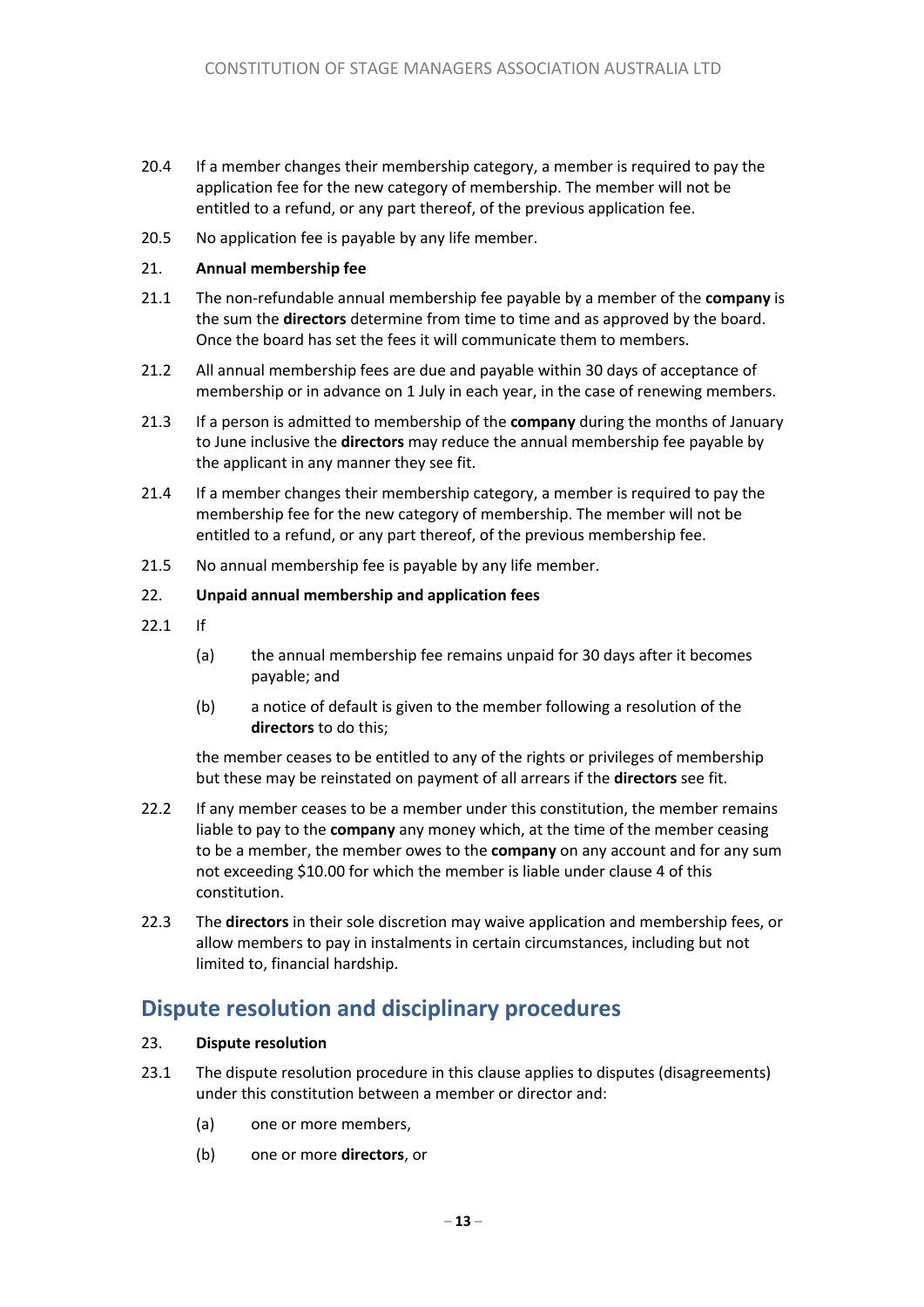20.4 If a member changes their membership category, a member is required to pay the application fee for the new category of membership. The member will not be entitled to a refund, or any part thereof, of the previous application fee.

20.5 No application fee is payable by any life member.

21. **Annual membership fee**

21.1 The non-refundable annual membership fee payable by a member of the **company** is the sum the **directors** determine from time to time and as approved by the board. Once the board has set the fees it will communicate them to members.

21.2 All annual membership fees are due and payable within 30 days of acceptance of membership or in advance on 1 July in each year, in the case of renewing members.

21.3 If a person is admitted to membership of the **company** during the months of January to June inclusive the **directors** may reduce the annual membership fee payable by the applicant in any manner they see fit.

21.4 If a member changes their membership category, a member is required to pay the membership fee for the new category of membership. The member will not be entitled to a refund, or any part thereof, of the previous membership fee.

21.5 No annual membership fee is payable by any life member.

22. **Unpaid annual membership and application fees**

22.1 If

(a) the annual membership fee remains unpaid for 30 days after it becomes payable; and

(b) a notice of default is given to the member following a resolution of the **directors** to do this;

the member ceases to be entitled to any of the rights or privileges of membership but these may be reinstated on payment of all arrears if the **directors** see fit.

22.2 If any member ceases to be a member under this constitution, the member remains liable to pay to the **company** any money which, at the time of the member ceasing to be a member, the member owes to the **company** on any account and for any sum not exceeding $10.00 for which the member is liable under clause 4 of this constitution.

22.3 The **directors** in their sole discretion may waive application and membership fees, or allow members to pay in instalments in certain circumstances, including but not limited to, financial hardship.

## Dispute resolution and disciplinary procedures

23. **Dispute resolution**

23.1 The dispute resolution procedure in this clause applies to disputes (disagreements) under this constitution between a member or director and:

(a) one or more members,

(b) one or more **directors**, or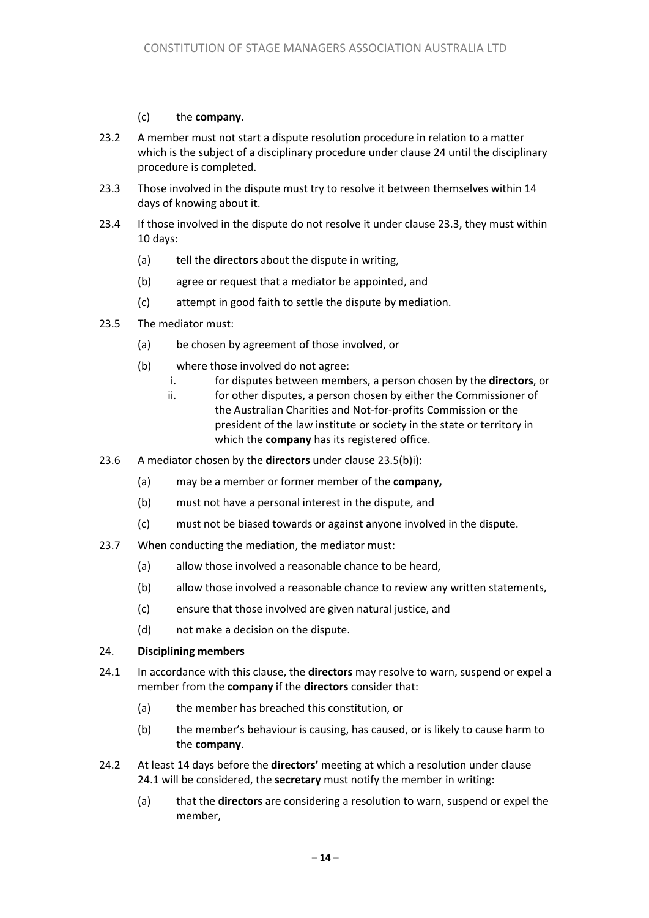(c) the **company**.

23.2 A member must not start a dispute resolution procedure in relation to a matter which is the subject of a disciplinary procedure under clause 24 until the disciplinary procedure is completed.

23.3 Those involved in the dispute must try to resolve it between themselves within 14 days of knowing about it.

23.4 If those involved in the dispute do not resolve it under clause 23.3, they must within 10 days:

(a) tell the **directors** about the dispute in writing,

(b) agree or request that a mediator be appointed, and

(c) attempt in good faith to settle the dispute by mediation.

23.5 The mediator must:

(a) be chosen by agreement of those involved, or

(b) where those involved do not agree:

i. for disputes between members, a person chosen by the **directors**, or

ii. for other disputes, a person chosen by either the Commissioner of the Australian Charities and Not-for-profits Commission or the president of the law institute or society in the state or territory in which the **company** has its registered office.

23.6 A mediator chosen by the **directors** under clause 23.5(b)i):

(a) may be a member or former member of the **company,**

(b) must not have a personal interest in the dispute, and

(c) must not be biased towards or against anyone involved in the dispute.

23.7 When conducting the mediation, the mediator must:

(a) allow those involved a reasonable chance to be heard,

(b) allow those involved a reasonable chance to review any written statements,

(c) ensure that those involved are given natural justice, and

(d) not make a decision on the dispute.

## 24. Disciplining members

24.1 In accordance with this clause, the **directors** may resolve to warn, suspend or expel a member from the **company** if the **directors** consider that:

(a) the member has breached this constitution, or

(b) the member's behaviour is causing, has caused, or is likely to cause harm to the **company**.

24.2 At least 14 days before the **directors'** meeting at which a resolution under clause 24.1 will be considered, the **secretary** must notify the member in writing:

(a) that the **directors** are considering a resolution to warn, suspend or expel the member,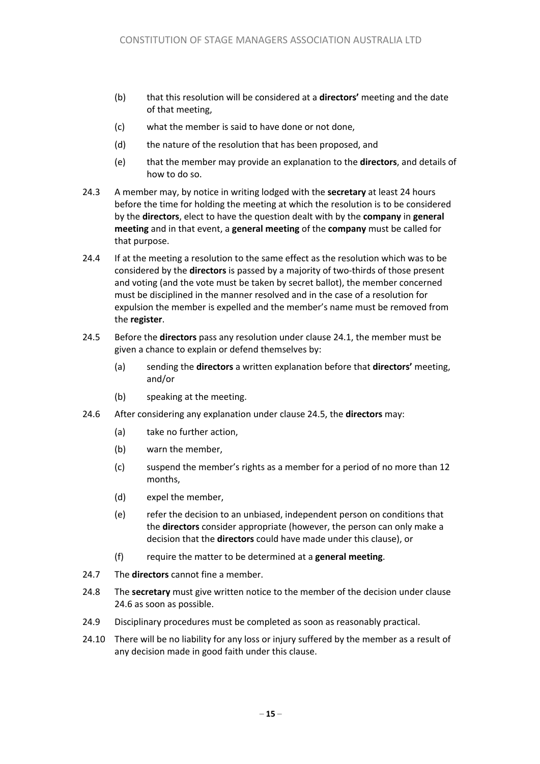(b) that this resolution will be considered at a **directors'** meeting and the date of that meeting,

(c) what the member is said to have done or not done,

(d) the nature of the resolution that has been proposed, and

(e) that the member may provide an explanation to the **directors**, and details of how to do so.

24.3 A member may, by notice in writing lodged with the **secretary** at least 24 hours before the time for holding the meeting at which the resolution is to be considered by the **directors**, elect to have the question dealt with by the **company** in **general meeting** and in that event, a **general meeting** of the **company** must be called for that purpose.

24.4 If at the meeting a resolution to the same effect as the resolution which was to be considered by the **directors** is passed by a majority of two-thirds of those present and voting (and the vote must be taken by secret ballot), the member concerned must be disciplined in the manner resolved and in the case of a resolution for expulsion the member is expelled and the member's name must be removed from the **register**.

24.5 Before the **directors** pass any resolution under clause 24.1, the member must be given a chance to explain or defend themselves by:

(a) sending the **directors** a written explanation before that **directors'** meeting, and/or

(b) speaking at the meeting.

24.6 After considering any explanation under clause 24.5, the **directors** may:

(a) take no further action,

(b) warn the member,

(c) suspend the member's rights as a member for a period of no more than 12 months,

(d) expel the member,

(e) refer the decision to an unbiased, independent person on conditions that the **directors** consider appropriate (however, the person can only make a decision that the **directors** could have made under this clause), or

(f) require the matter to be determined at a **general meeting**.

24.7 The **directors** cannot fine a member.

24.8 The **secretary** must give written notice to the member of the decision under clause 24.6 as soon as possible.

24.9 Disciplinary procedures must be completed as soon as reasonably practical.

24.10 There will be no liability for any loss or injury suffered by the member as a result of any decision made in good faith under this clause.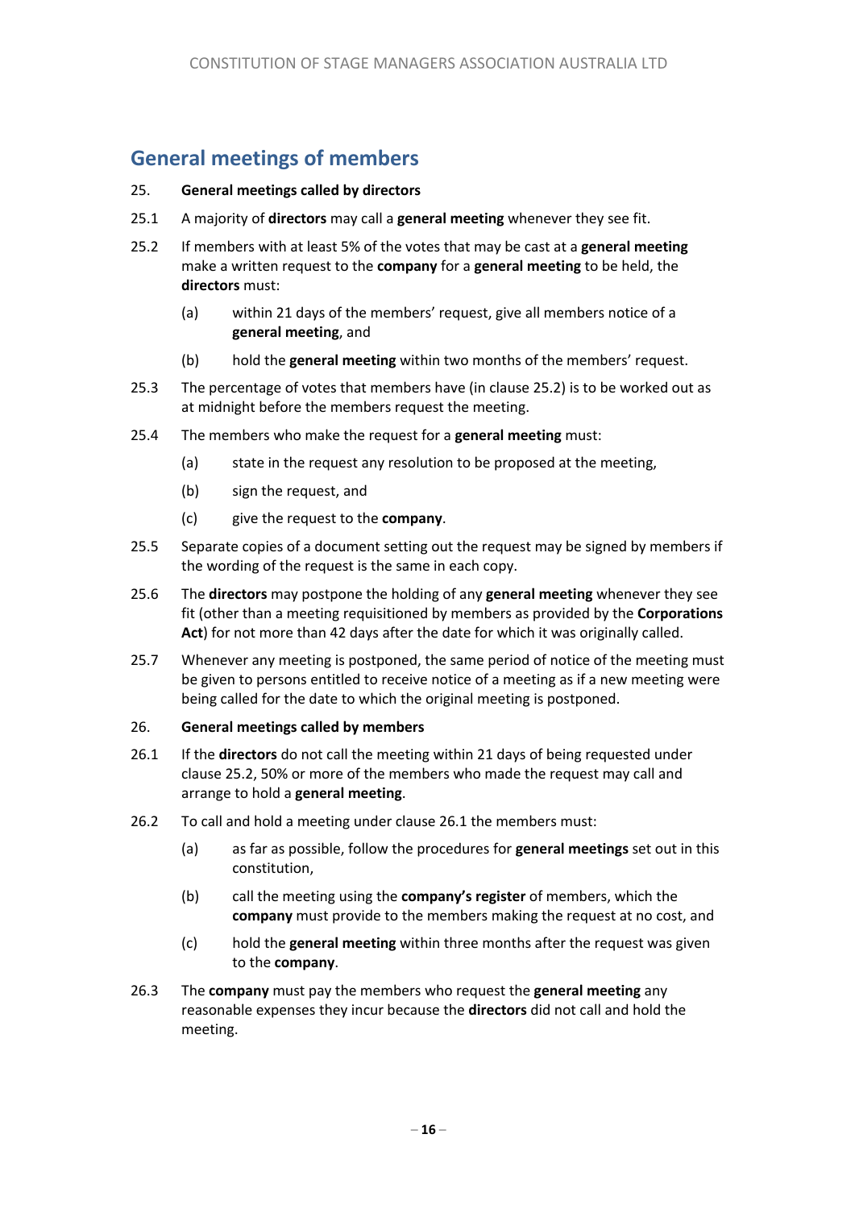## General meetings of members

**25. General meetings called by directors**

25.1 A majority of **directors** may call a **general meeting** whenever they see fit.

25.2 If members with at least 5% of the votes that may be cast at a **general meeting** make a written request to the **company** for a **general meeting** to be held, the **directors** must:

(a) within 21 days of the members' request, give all members notice of a **general meeting**, and

(b) hold the **general meeting** within two months of the members' request.

25.3 The percentage of votes that members have (in clause 25.2) is to be worked out as at midnight before the members request the meeting.

25.4 The members who make the request for a **general meeting** must:

(a) state in the request any resolution to be proposed at the meeting,

(b) sign the request, and

(c) give the request to the **company**.

25.5 Separate copies of a document setting out the request may be signed by members if the wording of the request is the same in each copy.

25.6 The **directors** may postpone the holding of any **general meeting** whenever they see fit (other than a meeting requisitioned by members as provided by the **Corporations Act**) for not more than 42 days after the date for which it was originally called.

25.7 Whenever any meeting is postponed, the same period of notice of the meeting must be given to persons entitled to receive notice of a meeting as if a new meeting were being called for the date to which the original meeting is postponed.

**26. General meetings called by members**

26.1 If the **directors** do not call the meeting within 21 days of being requested under clause 25.2, 50% or more of the members who made the request may call and arrange to hold a **general meeting**.

26.2 To call and hold a meeting under clause 26.1 the members must:

(a) as far as possible, follow the procedures for **general meetings** set out in this constitution,

(b) call the meeting using the **company's register** of members, which the **company** must provide to the members making the request at no cost, and

(c) hold the **general meeting** within three months after the request was given to the **company**.

26.3 The **company** must pay the members who request the **general meeting** any reasonable expenses they incur because the **directors** did not call and hold the meeting.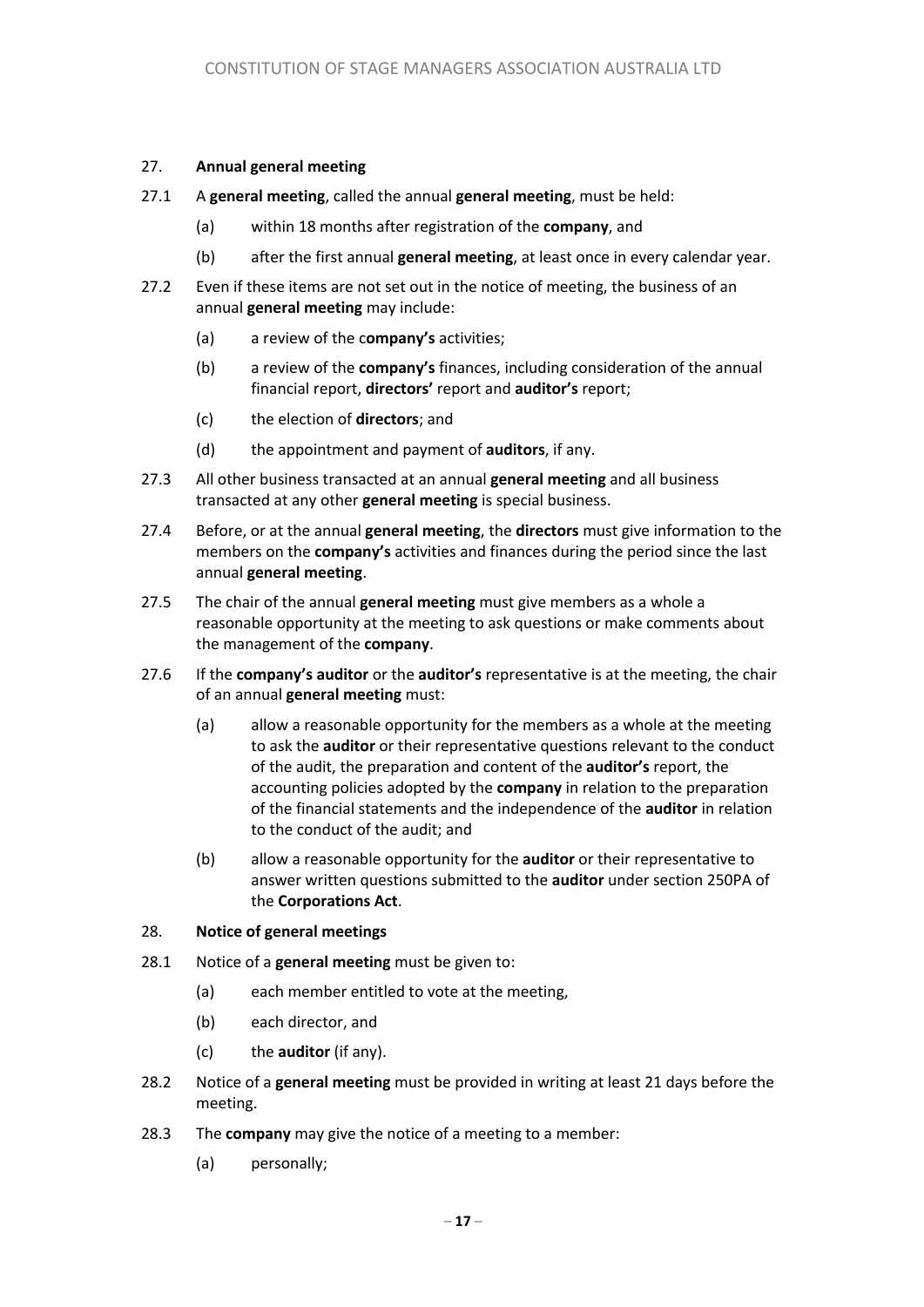## 27. Annual general meeting

27.1 A **general meeting**, called the annual **general meeting**, must be held:

(a) within 18 months after registration of the **company**, and

(b) after the first annual **general meeting**, at least once in every calendar year.

27.2 Even if these items are not set out in the notice of meeting, the business of an annual **general meeting** may include:

(a) a review of the c**ompany's** activities;

(b) a review of the **company's** finances, including consideration of the annual financial report, **directors'** report and **auditor's** report;

(c) the election of **directors**; and

(d) the appointment and payment of **auditors**, if any.

27.3 All other business transacted at an annual **general meeting** and all business transacted at any other **general meeting** is special business.

27.4 Before, or at the annual **general meeting**, the **directors** must give information to the members on the **company's** activities and finances during the period since the last annual **general meeting**.

27.5 The chair of the annual **general meeting** must give members as a whole a reasonable opportunity at the meeting to ask questions or make comments about the management of the **company**.

27.6 If the **company's auditor** or the **auditor's** representative is at the meeting, the chair of an annual **general meeting** must:

(a) allow a reasonable opportunity for the members as a whole at the meeting to ask the **auditor** or their representative questions relevant to the conduct of the audit, the preparation and content of the **auditor's** report, the accounting policies adopted by the **company** in relation to the preparation of the financial statements and the independence of the **auditor** in relation to the conduct of the audit; and

(b) allow a reasonable opportunity for the **auditor** or their representative to answer written questions submitted to the **auditor** under section 250PA of the **Corporations Act**.

## 28. Notice of general meetings

28.1 Notice of a **general meeting** must be given to:

(a) each member entitled to vote at the meeting,

(b) each director, and

(c) the **auditor** (if any).

28.2 Notice of a **general meeting** must be provided in writing at least 21 days before the meeting.

28.3 The **company** may give the notice of a meeting to a member:

(a) personally;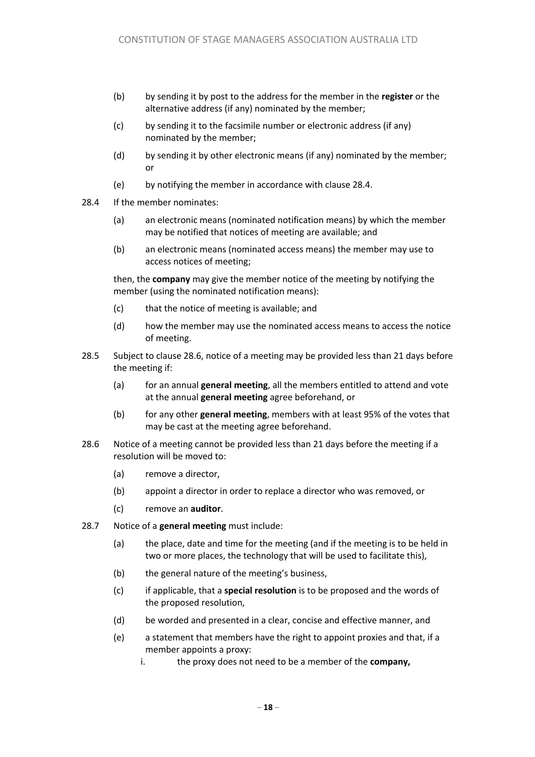(b) by sending it by post to the address for the member in the **register** or the alternative address (if any) nominated by the member;

(c) by sending it to the facsimile number or electronic address (if any) nominated by the member;

(d) by sending it by other electronic means (if any) nominated by the member; or

(e) by notifying the member in accordance with clause 28.4.

28.4 If the member nominates:

(a) an electronic means (nominated notification means) by which the member may be notified that notices of meeting are available; and

(b) an electronic means (nominated access means) the member may use to access notices of meeting;

then, the **company** may give the member notice of the meeting by notifying the member (using the nominated notification means):

(c) that the notice of meeting is available; and

(d) how the member may use the nominated access means to access the notice of meeting.

28.5 Subject to clause 28.6, notice of a meeting may be provided less than 21 days before the meeting if:

(a) for an annual **general meeting**, all the members entitled to attend and vote at the annual **general meeting** agree beforehand, or

(b) for any other **general meeting**, members with at least 95% of the votes that may be cast at the meeting agree beforehand.

28.6 Notice of a meeting cannot be provided less than 21 days before the meeting if a resolution will be moved to:

(a) remove a director,

(b) appoint a director in order to replace a director who was removed, or

(c) remove an **auditor**.

28.7 Notice of a **general meeting** must include:

(a) the place, date and time for the meeting (and if the meeting is to be held in two or more places, the technology that will be used to facilitate this),

(b) the general nature of the meeting's business,

(c) if applicable, that a **special resolution** is to be proposed and the words of the proposed resolution,

(d) be worded and presented in a clear, concise and effective manner, and

(e) a statement that members have the right to appoint proxies and that, if a member appoints a proxy:

    i. the proxy does not need to be a member of the **company,**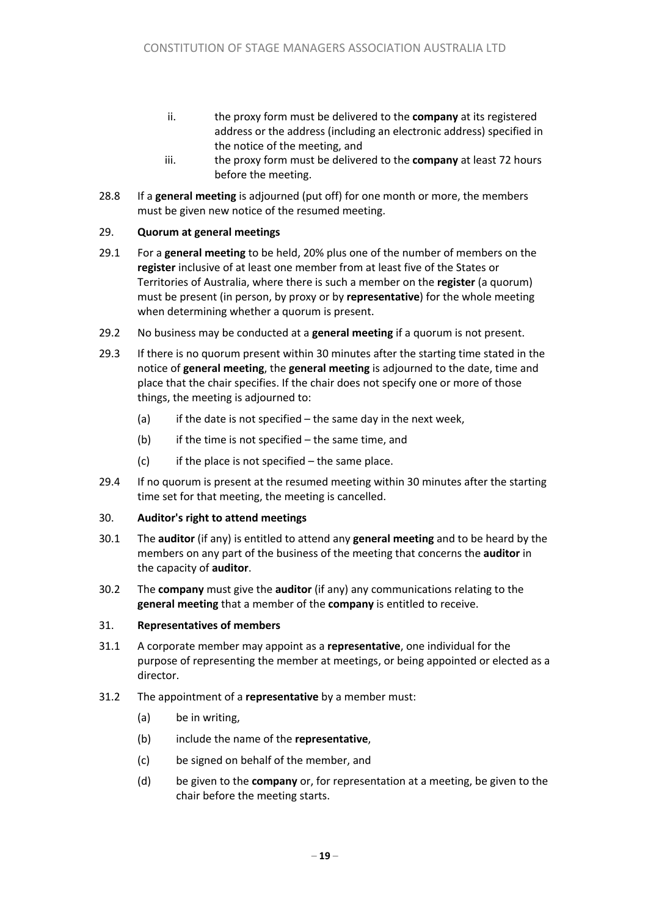ii. the proxy form must be delivered to the **company** at its registered address or the address (including an electronic address) specified in the notice of the meeting, and

iii. the proxy form must be delivered to the **company** at least 72 hours before the meeting.

28.8 If a **general meeting** is adjourned (put off) for one month or more, the members must be given new notice of the resumed meeting.

## 29. Quorum at general meetings

29.1 For a **general meeting** to be held, 20% plus one of the number of members on the **register** inclusive of at least one member from at least five of the States or Territories of Australia, where there is such a member on the **register** (a quorum) must be present (in person, by proxy or by **representative**) for the whole meeting when determining whether a quorum is present.

29.2 No business may be conducted at a **general meeting** if a quorum is not present.

29.3 If there is no quorum present within 30 minutes after the starting time stated in the notice of **general meeting**, the **general meeting** is adjourned to the date, time and place that the chair specifies. If the chair does not specify one or more of those things, the meeting is adjourned to:

(a) if the date is not specified – the same day in the next week,

(b) if the time is not specified – the same time, and

(c) if the place is not specified – the same place.

29.4 If no quorum is present at the resumed meeting within 30 minutes after the starting time set for that meeting, the meeting is cancelled.

## 30. Auditor's right to attend meetings

30.1 The **auditor** (if any) is entitled to attend any **general meeting** and to be heard by the members on any part of the business of the meeting that concerns the **auditor** in the capacity of **auditor**.

30.2 The **company** must give the **auditor** (if any) any communications relating to the **general meeting** that a member of the **company** is entitled to receive.

## 31. Representatives of members

31.1 A corporate member may appoint as a **representative**, one individual for the purpose of representing the member at meetings, or being appointed or elected as a director.

31.2 The appointment of a **representative** by a member must:

(a) be in writing,

(b) include the name of the **representative**,

(c) be signed on behalf of the member, and

(d) be given to the **company** or, for representation at a meeting, be given to the chair before the meeting starts.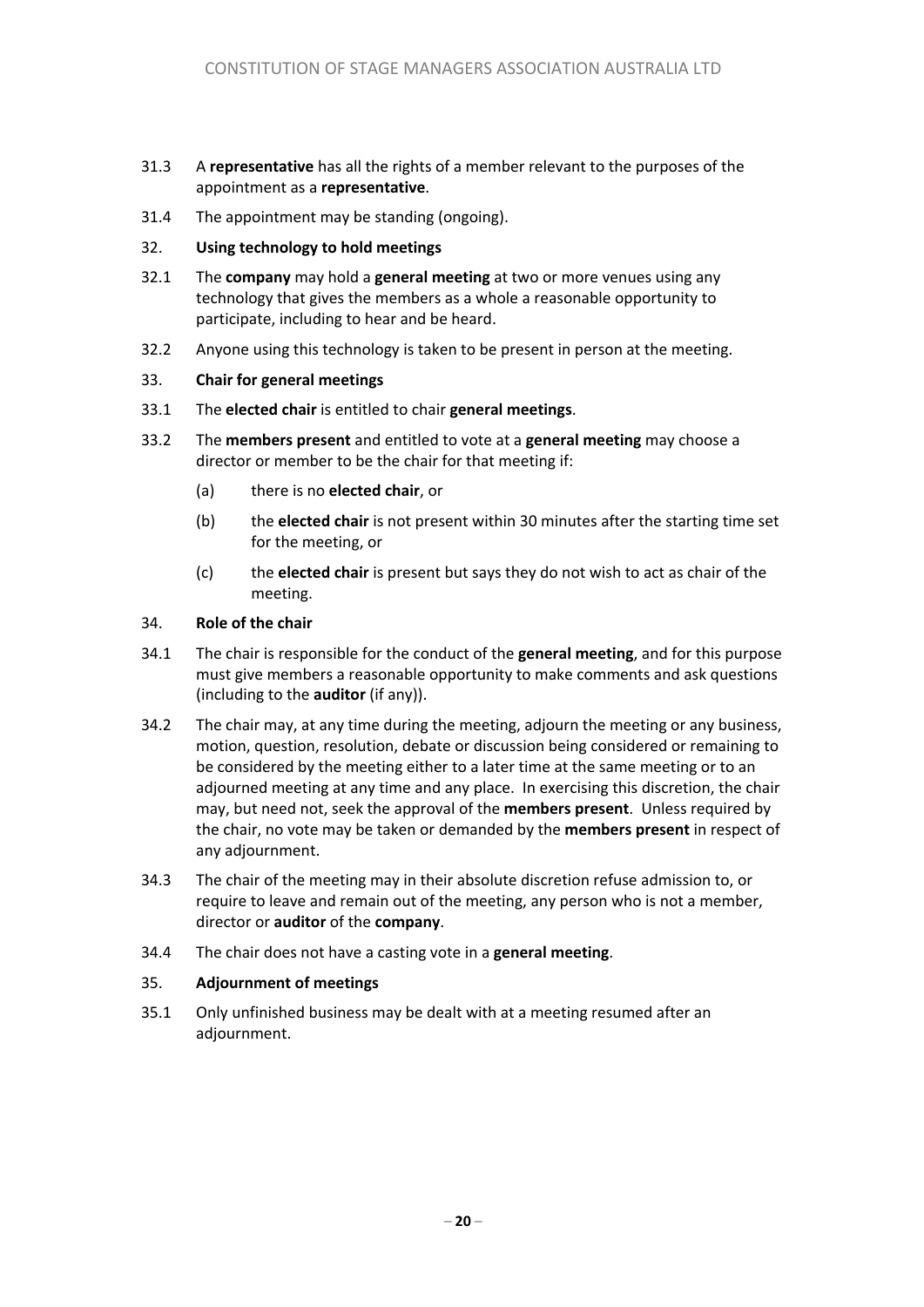31.3 A **representative** has all the rights of a member relevant to the purposes of the appointment as a **representative**.

31.4 The appointment may be standing (ongoing).

32. **Using technology to hold meetings**

32.1 The **company** may hold a **general meeting** at two or more venues using any technology that gives the members as a whole a reasonable opportunity to participate, including to hear and be heard.

32.2 Anyone using this technology is taken to be present in person at the meeting.

33. **Chair for general meetings**

33.1 The **elected chair** is entitled to chair **general meetings**.

33.2 The **members present** and entitled to vote at a **general meeting** may choose a director or member to be the chair for that meeting if:

(a) there is no **elected chair**, or

(b) the **elected chair** is not present within 30 minutes after the starting time set for the meeting, or

(c) the **elected chair** is present but says they do not wish to act as chair of the meeting.

34. **Role of the chair**

34.1 The chair is responsible for the conduct of the **general meeting**, and for this purpose must give members a reasonable opportunity to make comments and ask questions (including to the **auditor** (if any)).

34.2 The chair may, at any time during the meeting, adjourn the meeting or any business, motion, question, resolution, debate or discussion being considered or remaining to be considered by the meeting either to a later time at the same meeting or to an adjourned meeting at any time and any place. In exercising this discretion, the chair may, but need not, seek the approval of the **members present**. Unless required by the chair, no vote may be taken or demanded by the **members present** in respect of any adjournment.

34.3 The chair of the meeting may in their absolute discretion refuse admission to, or require to leave and remain out of the meeting, any person who is not a member, director or **auditor** of the **company**.

34.4 The chair does not have a casting vote in a **general meeting**.

35. **Adjournment of meetings**

35.1 Only unfinished business may be dealt with at a meeting resumed after an adjournment.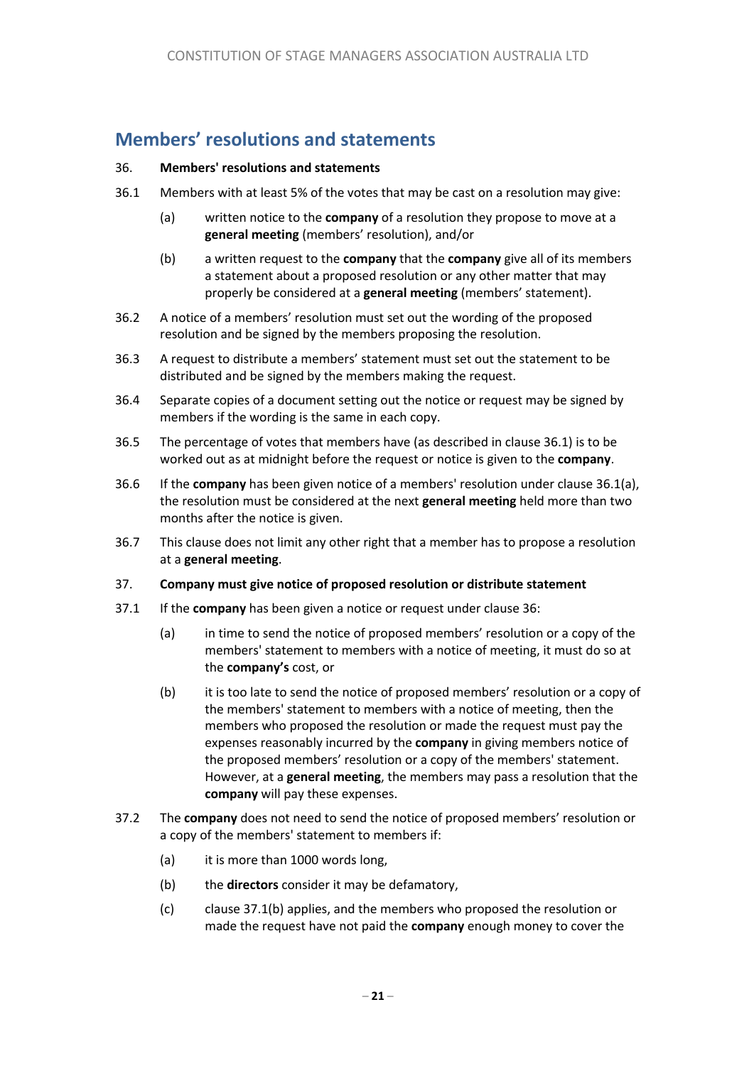## Members’ resolutions and statements

**36. Members' resolutions and statements**

36.1 Members with at least 5% of the votes that may be cast on a resolution may give:

(a) written notice to the **company** of a resolution they propose to move at a **general meeting** (members’ resolution), and/or

(b) a written request to the **company** that the **company** give all of its members a statement about a proposed resolution or any other matter that may properly be considered at a **general meeting** (members’ statement).

36.2 A notice of a members’ resolution must set out the wording of the proposed resolution and be signed by the members proposing the resolution.

36.3 A request to distribute a members’ statement must set out the statement to be distributed and be signed by the members making the request.

36.4 Separate copies of a document setting out the notice or request may be signed by members if the wording is the same in each copy.

36.5 The percentage of votes that members have (as described in clause 36.1) is to be worked out as at midnight before the request or notice is given to the **company**.

36.6 If the **company** has been given notice of a members' resolution under clause 36.1(a), the resolution must be considered at the next **general meeting** held more than two months after the notice is given.

36.7 This clause does not limit any other right that a member has to propose a resolution at a **general meeting**.

**37. Company must give notice of proposed resolution or distribute statement**

37.1 If the **company** has been given a notice or request under clause 36:

(a) in time to send the notice of proposed members’ resolution or a copy of the members' statement to members with a notice of meeting, it must do so at the **company’s** cost, or

(b) it is too late to send the notice of proposed members’ resolution or a copy of the members' statement to members with a notice of meeting, then the members who proposed the resolution or made the request must pay the expenses reasonably incurred by the **company** in giving members notice of the proposed members’ resolution or a copy of the members' statement. However, at a **general meeting**, the members may pass a resolution that the **company** will pay these expenses.

37.2 The **company** does not need to send the notice of proposed members’ resolution or a copy of the members' statement to members if:

(a) it is more than 1000 words long,

(b) the **directors** consider it may be defamatory,

(c) clause 37.1(b) applies, and the members who proposed the resolution or made the request have not paid the **company** enough money to cover the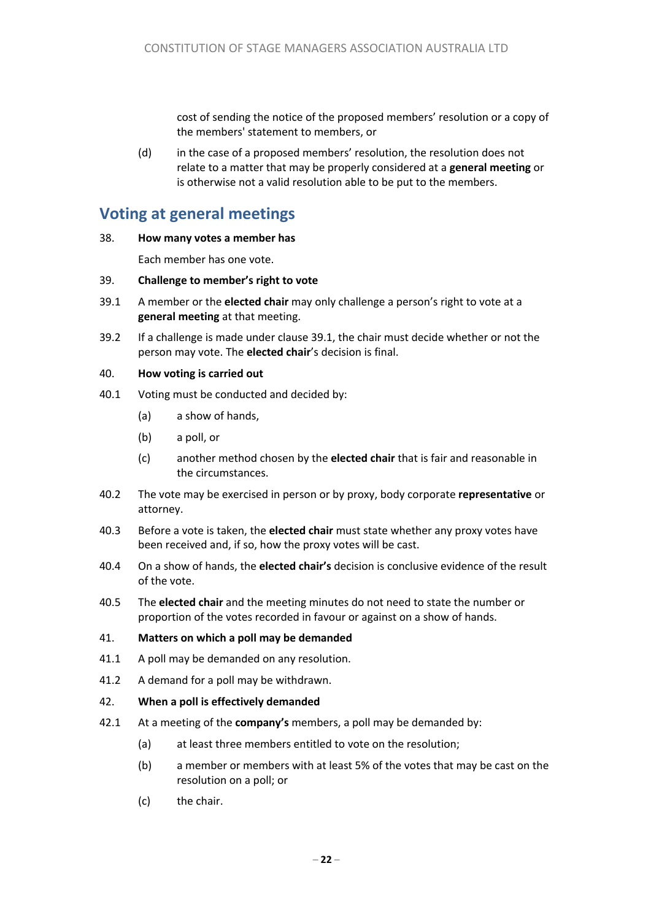cost of sending the notice of the proposed members' resolution or a copy of the members' statement to members, or

(d) in the case of a proposed members' resolution, the resolution does not relate to a matter that may be properly considered at a **general meeting** or is otherwise not a valid resolution able to be put to the members.

## Voting at general meetings

38. **How many votes a member has**

Each member has one vote.

39. **Challenge to member's right to vote**

39.1 A member or the **elected chair** may only challenge a person's right to vote at a **general meeting** at that meeting.

39.2 If a challenge is made under clause 39.1, the chair must decide whether or not the person may vote. The **elected chair**'s decision is final.

40. **How voting is carried out**

40.1 Voting must be conducted and decided by:

(a) a show of hands,

(b) a poll, or

(c) another method chosen by the **elected chair** that is fair and reasonable in the circumstances.

40.2 The vote may be exercised in person or by proxy, body corporate **representative** or attorney.

40.3 Before a vote is taken, the **elected chair** must state whether any proxy votes have been received and, if so, how the proxy votes will be cast.

40.4 On a show of hands, the **elected chair's** decision is conclusive evidence of the result of the vote.

40.5 The **elected chair** and the meeting minutes do not need to state the number or proportion of the votes recorded in favour or against on a show of hands.

41. **Matters on which a poll may be demanded**

41.1 A poll may be demanded on any resolution.

41.2 A demand for a poll may be withdrawn.

42. **When a poll is effectively demanded**

42.1 At a meeting of the **company's** members, a poll may be demanded by:

(a) at least three members entitled to vote on the resolution;

(b) a member or members with at least 5% of the votes that may be cast on the resolution on a poll; or

(c) the chair.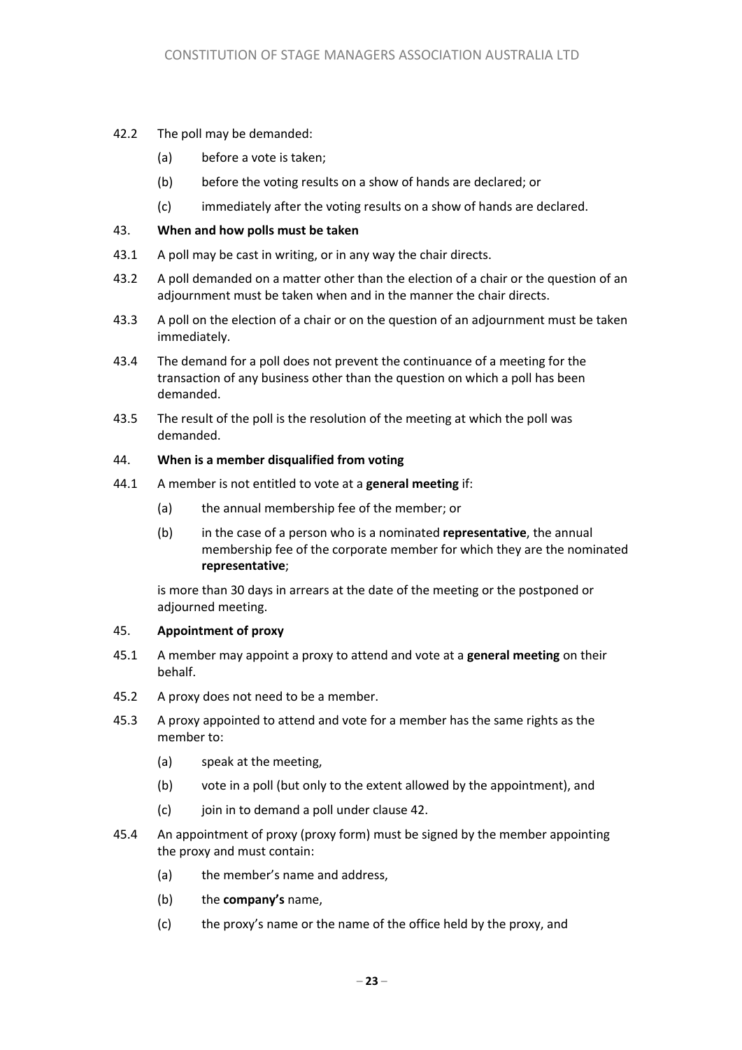42.2 The poll may be demanded:

(a) before a vote is taken;

(b) before the voting results on a show of hands are declared; or

(c) immediately after the voting results on a show of hands are declared.

### 43. When and how polls must be taken

43.1 A poll may be cast in writing, or in any way the chair directs.

43.2 A poll demanded on a matter other than the election of a chair or the question of an adjournment must be taken when and in the manner the chair directs.

43.3 A poll on the election of a chair or on the question of an adjournment must be taken immediately.

43.4 The demand for a poll does not prevent the continuance of a meeting for the transaction of any business other than the question on which a poll has been demanded.

43.5 The result of the poll is the resolution of the meeting at which the poll was demanded.

### 44. When is a member disqualified from voting

44.1 A member is not entitled to vote at a **general meeting** if:

(a) the annual membership fee of the member; or

(b) in the case of a person who is a nominated **representative**, the annual membership fee of the corporate member for which they are the nominated **representative**;

is more than 30 days in arrears at the date of the meeting or the postponed or adjourned meeting.

### 45. Appointment of proxy

45.1 A member may appoint a proxy to attend and vote at a **general meeting** on their behalf.

45.2 A proxy does not need to be a member.

45.3 A proxy appointed to attend and vote for a member has the same rights as the member to:

(a) speak at the meeting,

(b) vote in a poll (but only to the extent allowed by the appointment), and

(c) join in to demand a poll under clause 42.

45.4 An appointment of proxy (proxy form) must be signed by the member appointing the proxy and must contain:

(a) the member's name and address,

(b) the **company's** name,

(c) the proxy's name or the name of the office held by the proxy, and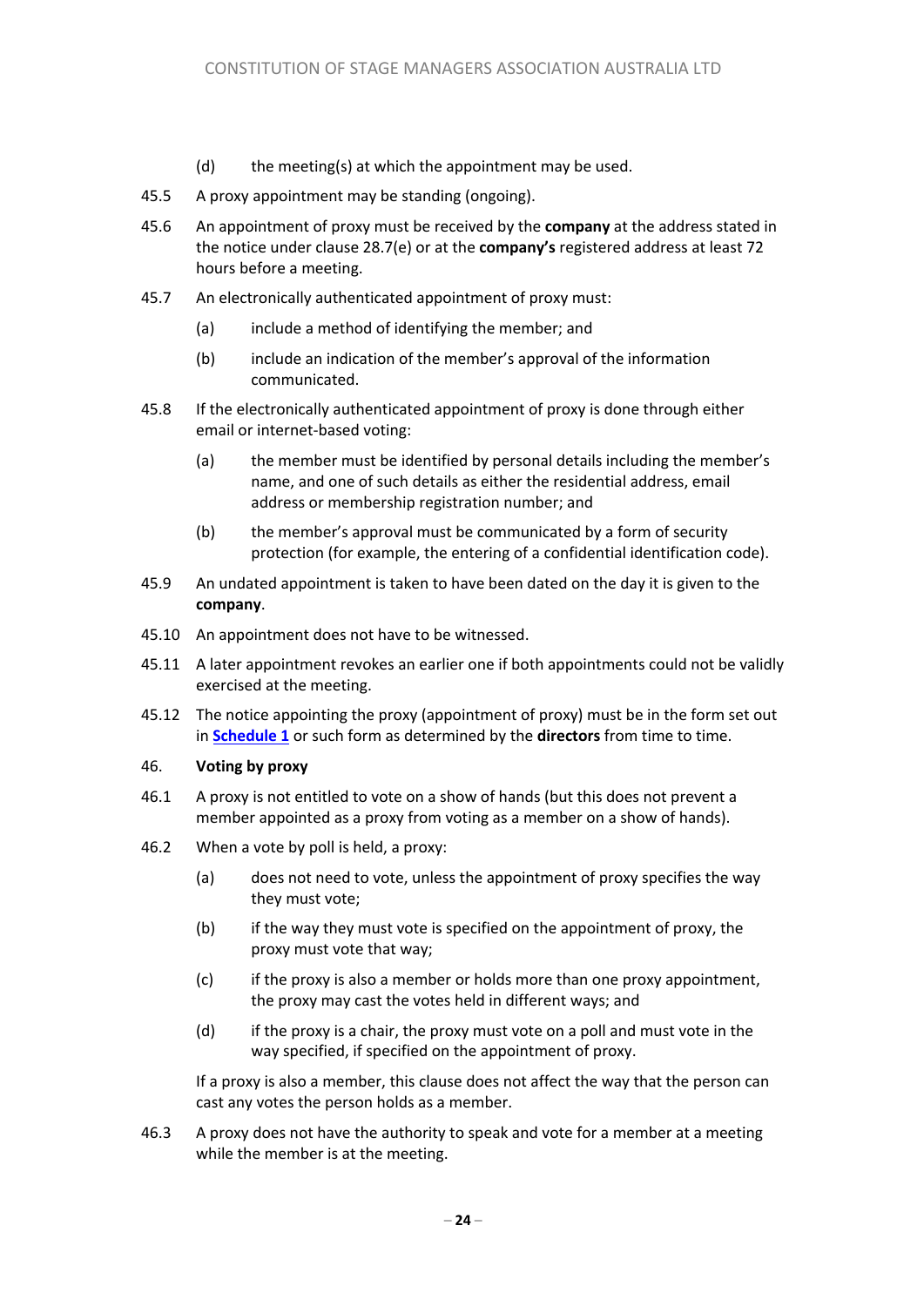(d) the meeting(s) at which the appointment may be used.

45.5 A proxy appointment may be standing (ongoing).

45.6 An appointment of proxy must be received by the **company** at the address stated in the notice under clause 28.7(e) or at the **company's** registered address at least 72 hours before a meeting.

45.7 An electronically authenticated appointment of proxy must:

(a) include a method of identifying the member; and

(b) include an indication of the member's approval of the information communicated.

45.8 If the electronically authenticated appointment of proxy is done through either email or internet-based voting:

(a) the member must be identified by personal details including the member's name, and one of such details as either the residential address, email address or membership registration number; and

(b) the member's approval must be communicated by a form of security protection (for example, the entering of a confidential identification code).

45.9 An undated appointment is taken to have been dated on the day it is given to the **company**.

45.10 An appointment does not have to be witnessed.

45.11 A later appointment revokes an earlier one if both appointments could not be validly exercised at the meeting.

45.12 The notice appointing the proxy (appointment of proxy) must be in the form set out in **Schedule 1** or such form as determined by the **directors** from time to time.

### 46. Voting by proxy

46.1 A proxy is not entitled to vote on a show of hands (but this does not prevent a member appointed as a proxy from voting as a member on a show of hands).

46.2 When a vote by poll is held, a proxy:

(a) does not need to vote, unless the appointment of proxy specifies the way they must vote;

(b) if the way they must vote is specified on the appointment of proxy, the proxy must vote that way;

(c) if the proxy is also a member or holds more than one proxy appointment, the proxy may cast the votes held in different ways; and

(d) if the proxy is a chair, the proxy must vote on a poll and must vote in the way specified, if specified on the appointment of proxy.

If a proxy is also a member, this clause does not affect the way that the person can cast any votes the person holds as a member.

46.3 A proxy does not have the authority to speak and vote for a member at a meeting while the member is at the meeting.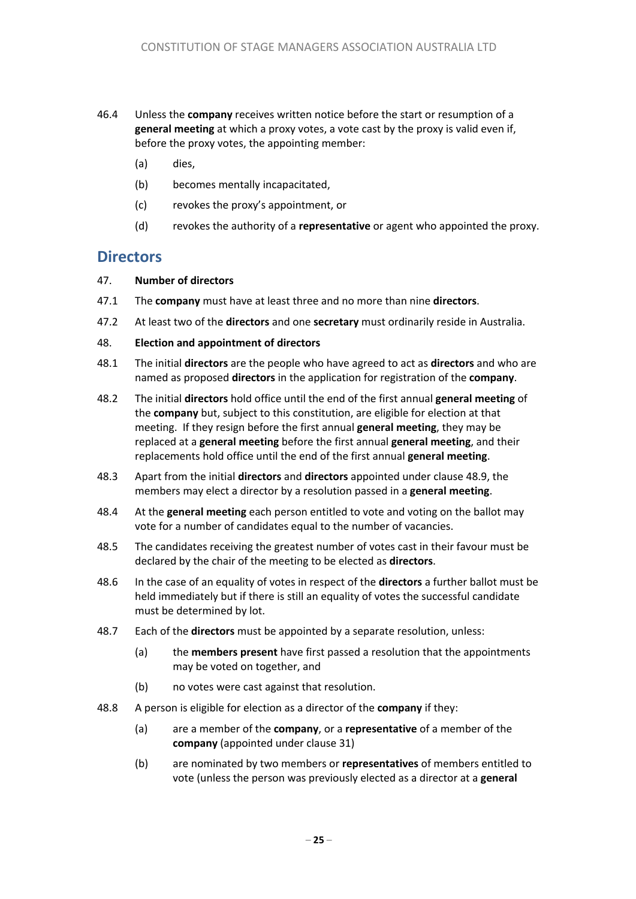46.4 Unless the **company** receives written notice before the start or resumption of a **general meeting** at which a proxy votes, a vote cast by the proxy is valid even if, before the proxy votes, the appointing member:

(a) dies,

(b) becomes mentally incapacitated,

(c) revokes the proxy's appointment, or

(d) revokes the authority of a **representative** or agent who appointed the proxy.

## Directors

**47. Number of directors**

47.1 The **company** must have at least three and no more than nine **directors**.

47.2 At least two of the **directors** and one **secretary** must ordinarily reside in Australia.

**48. Election and appointment of directors**

48.1 The initial **directors** are the people who have agreed to act as **directors** and who are named as proposed **directors** in the application for registration of the **company**.

48.2 The initial **directors** hold office until the end of the first annual **general meeting** of the **company** but, subject to this constitution, are eligible for election at that meeting. If they resign before the first annual **general meeting**, they may be replaced at a **general meeting** before the first annual **general meeting**, and their replacements hold office until the end of the first annual **general meeting**.

48.3 Apart from the initial **directors** and **directors** appointed under clause 48.9, the members may elect a director by a resolution passed in a **general meeting**.

48.4 At the **general meeting** each person entitled to vote and voting on the ballot may vote for a number of candidates equal to the number of vacancies.

48.5 The candidates receiving the greatest number of votes cast in their favour must be declared by the chair of the meeting to be elected as **directors**.

48.6 In the case of an equality of votes in respect of the **directors** a further ballot must be held immediately but if there is still an equality of votes the successful candidate must be determined by lot.

48.7 Each of the **directors** must be appointed by a separate resolution, unless:

(a) the **members present** have first passed a resolution that the appointments may be voted on together, and

(b) no votes were cast against that resolution.

48.8 A person is eligible for election as a director of the **company** if they:

(a) are a member of the **company**, or a **representative** of a member of the **company** (appointed under clause 31)

(b) are nominated by two members or **representatives** of members entitled to vote (unless the person was previously elected as a director at a **general**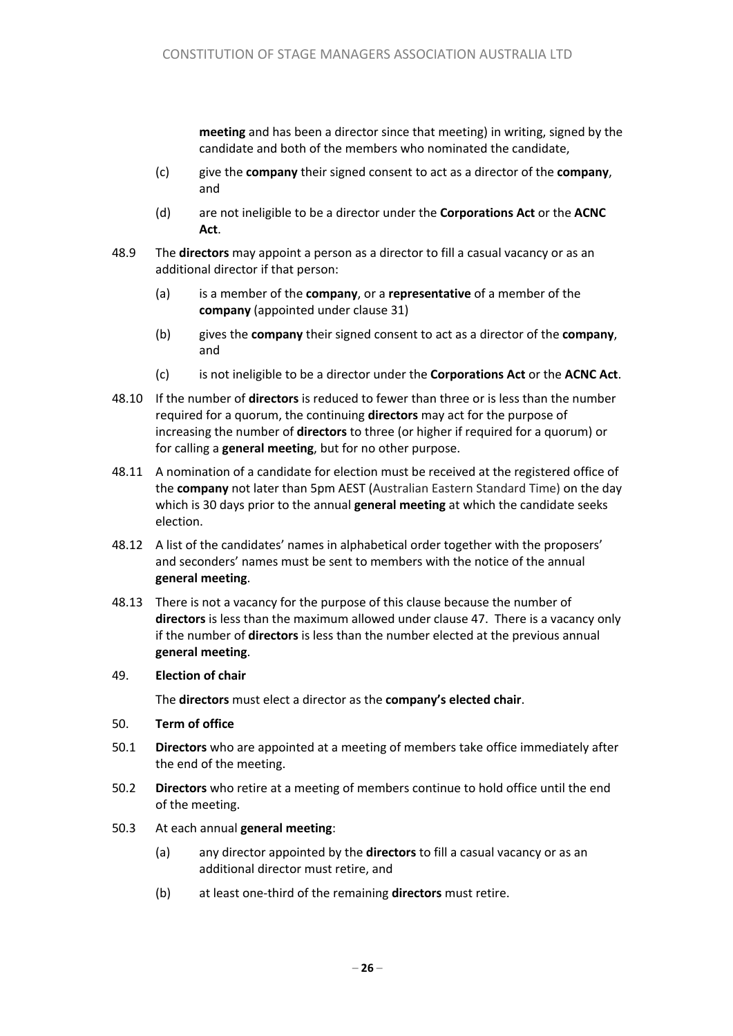**meeting** and has been a director since that meeting) in writing, signed by the candidate and both of the members who nominated the candidate,

(c) give the **company** their signed consent to act as a director of the **company**, and

(d) are not ineligible to be a director under the **Corporations Act** or the **ACNC Act**.

48.9 The **directors** may appoint a person as a director to fill a casual vacancy or as an additional director if that person:

(a) is a member of the **company**, or a **representative** of a member of the **company** (appointed under clause 31)

(b) gives the **company** their signed consent to act as a director of the **company**, and

(c) is not ineligible to be a director under the **Corporations Act** or the **ACNC Act**.

48.10 If the number of **directors** is reduced to fewer than three or is less than the number required for a quorum, the continuing **directors** may act for the purpose of increasing the number of **directors** to three (or higher if required for a quorum) or for calling a **general meeting**, but for no other purpose.

48.11 A nomination of a candidate for election must be received at the registered office of the **company** not later than 5pm AEST (Australian Eastern Standard Time) on the day which is 30 days prior to the annual **general meeting** at which the candidate seeks election.

48.12 A list of the candidates' names in alphabetical order together with the proposers' and seconders' names must be sent to members with the notice of the annual **general meeting**.

48.13 There is not a vacancy for the purpose of this clause because the number of **directors** is less than the maximum allowed under clause 47. There is a vacancy only if the number of **directors** is less than the number elected at the previous annual **general meeting**.

49. **Election of chair**

The **directors** must elect a director as the **company's elected chair**.

50. **Term of office**

50.1 **Directors** who are appointed at a meeting of members take office immediately after the end of the meeting.

50.2 **Directors** who retire at a meeting of members continue to hold office until the end of the meeting.

50.3 At each annual **general meeting**:

(a) any director appointed by the **directors** to fill a casual vacancy or as an additional director must retire, and

(b) at least one-third of the remaining **directors** must retire.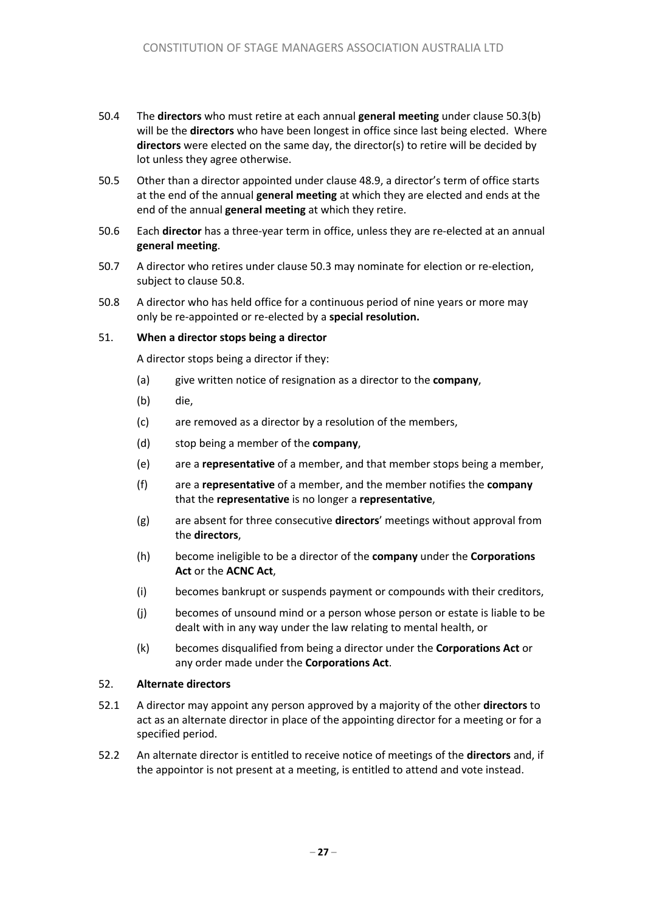50.4 The **directors** who must retire at each annual **general meeting** under clause 50.3(b) will be the **directors** who have been longest in office since last being elected. Where **directors** were elected on the same day, the director(s) to retire will be decided by lot unless they agree otherwise.

50.5 Other than a director appointed under clause 48.9, a director's term of office starts at the end of the annual **general meeting** at which they are elected and ends at the end of the annual **general meeting** at which they retire.

50.6 Each **director** has a three-year term in office, unless they are re-elected at an annual **general meeting**.

50.7 A director who retires under clause 50.3 may nominate for election or re-election, subject to clause 50.8.

50.8 A director who has held office for a continuous period of nine years or more may only be re-appointed or re-elected by a **special resolution.**

## 51. When a director stops being a director

A director stops being a director if they:

(a) give written notice of resignation as a director to the **company**,

(b) die,

(c) are removed as a director by a resolution of the members,

(d) stop being a member of the **company**,

(e) are a **representative** of a member, and that member stops being a member,

(f) are a **representative** of a member, and the member notifies the **company** that the **representative** is no longer a **representative**,

(g) are absent for three consecutive **directors**' meetings without approval from the **directors**,

(h) become ineligible to be a director of the **company** under the **Corporations Act** or the **ACNC Act**,

(i) becomes bankrupt or suspends payment or compounds with their creditors,

(j) becomes of unsound mind or a person whose person or estate is liable to be dealt with in any way under the law relating to mental health, or

(k) becomes disqualified from being a director under the **Corporations Act** or any order made under the **Corporations Act**.

## 52. Alternate directors

52.1 A director may appoint any person approved by a majority of the other **directors** to act as an alternate director in place of the appointing director for a meeting or for a specified period.

52.2 An alternate director is entitled to receive notice of meetings of the **directors** and, if the appointor is not present at a meeting, is entitled to attend and vote instead.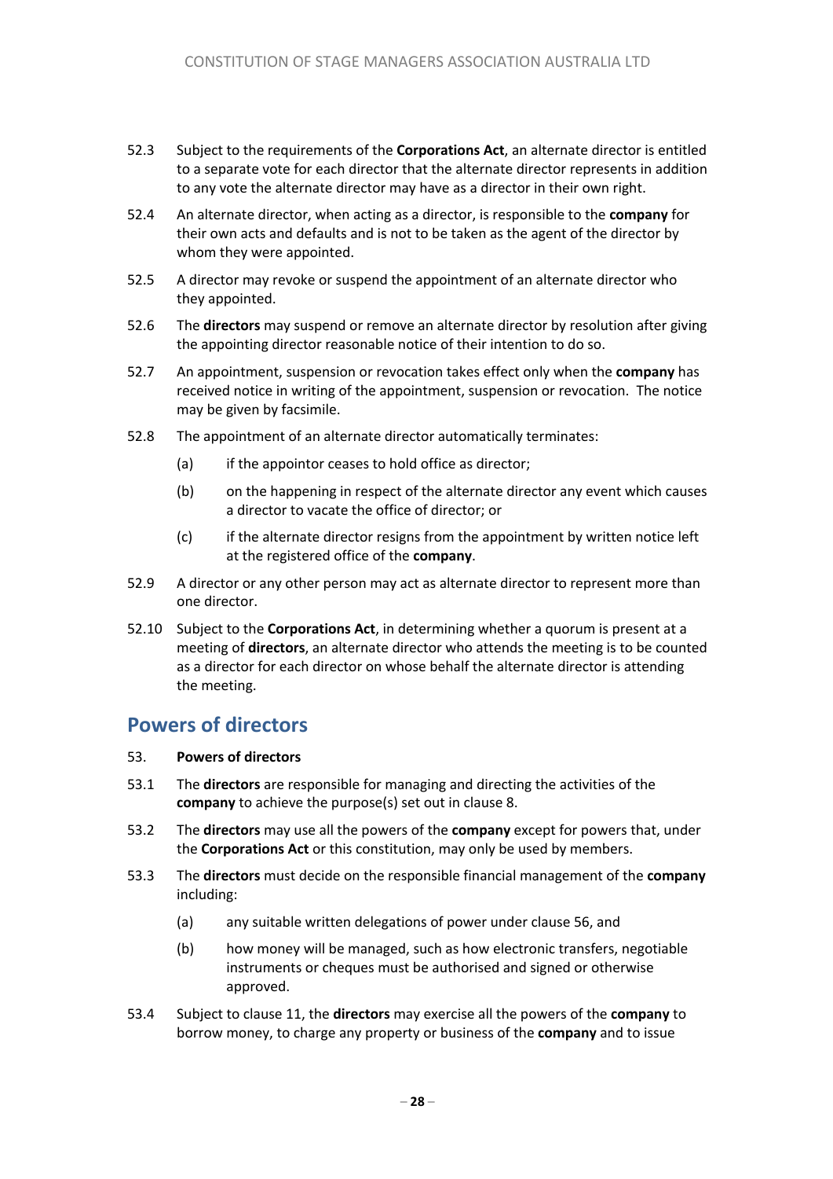52.3 Subject to the requirements of the **Corporations Act**, an alternate director is entitled to a separate vote for each director that the alternate director represents in addition to any vote the alternate director may have as a director in their own right.

52.4 An alternate director, when acting as a director, is responsible to the **company** for their own acts and defaults and is not to be taken as the agent of the director by whom they were appointed.

52.5 A director may revoke or suspend the appointment of an alternate director who they appointed.

52.6 The **directors** may suspend or remove an alternate director by resolution after giving the appointing director reasonable notice of their intention to do so.

52.7 An appointment, suspension or revocation takes effect only when the **company** has received notice in writing of the appointment, suspension or revocation. The notice may be given by facsimile.

52.8 The appointment of an alternate director automatically terminates:

(a) if the appointor ceases to hold office as director;

(b) on the happening in respect of the alternate director any event which causes a director to vacate the office of director; or

(c) if the alternate director resigns from the appointment by written notice left at the registered office of the **company**.

52.9 A director or any other person may act as alternate director to represent more than one director.

52.10 Subject to the **Corporations Act**, in determining whether a quorum is present at a meeting of **directors**, an alternate director who attends the meeting is to be counted as a director for each director on whose behalf the alternate director is attending the meeting.

## Powers of directors

### 53. Powers of directors

53.1 The **directors** are responsible for managing and directing the activities of the **company** to achieve the purpose(s) set out in clause 8.

53.2 The **directors** may use all the powers of the **company** except for powers that, under the **Corporations Act** or this constitution, may only be used by members.

53.3 The **directors** must decide on the responsible financial management of the **company** including:

(a) any suitable written delegations of power under clause 56, and

(b) how money will be managed, such as how electronic transfers, negotiable instruments or cheques must be authorised and signed or otherwise approved.

53.4 Subject to clause 11, the **directors** may exercise all the powers of the **company** to borrow money, to charge any property or business of the **company** and to issue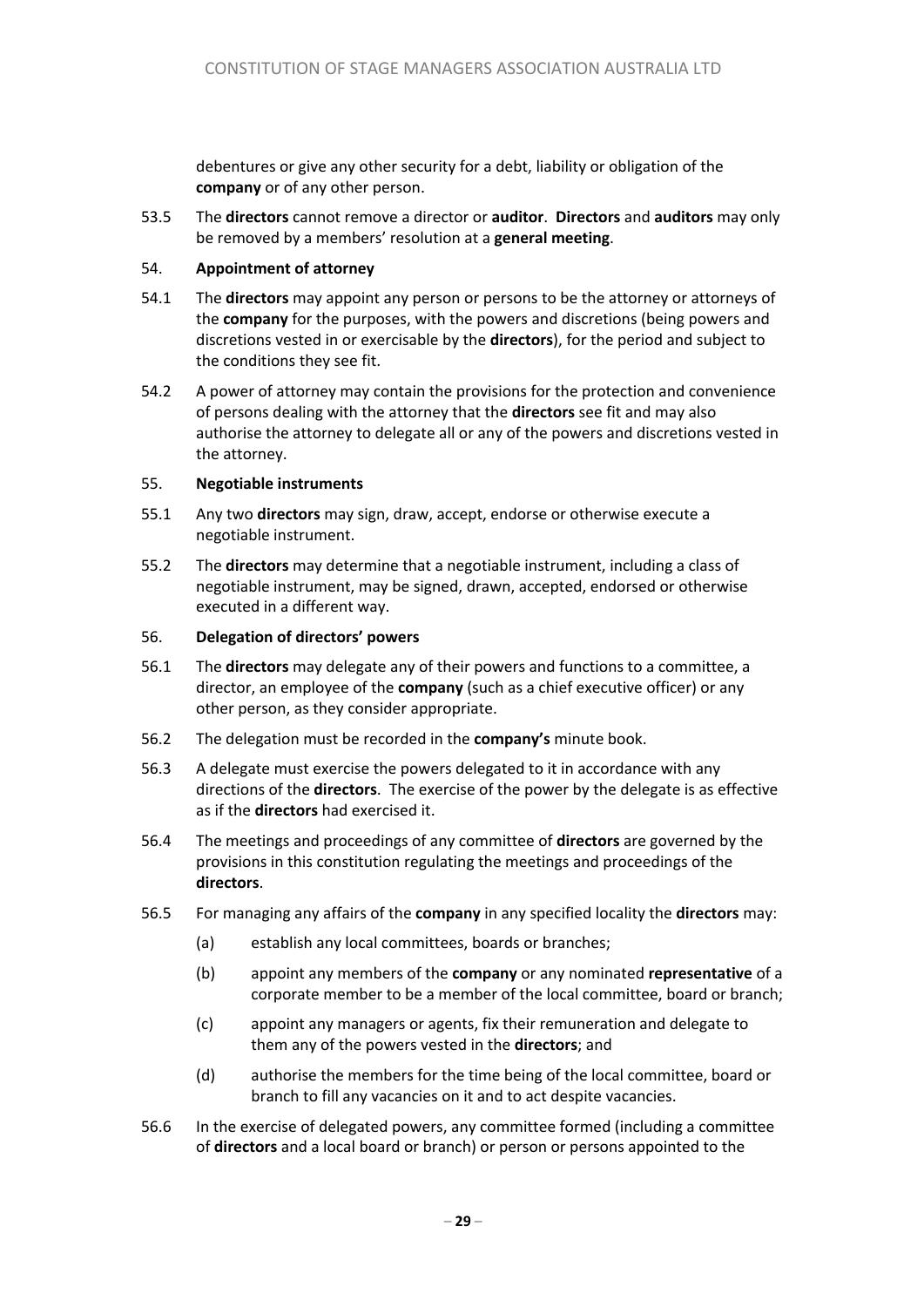debentures or give any other security for a debt, liability or obligation of the **company** or of any other person.

53.5 The **directors** cannot remove a director or **auditor**. **Directors** and **auditors** may only be removed by a members' resolution at a **general meeting**.

54. **Appointment of attorney**

54.1 The **directors** may appoint any person or persons to be the attorney or attorneys of the **company** for the purposes, with the powers and discretions (being powers and discretions vested in or exercisable by the **directors**), for the period and subject to the conditions they see fit.

54.2 A power of attorney may contain the provisions for the protection and convenience of persons dealing with the attorney that the **directors** see fit and may also authorise the attorney to delegate all or any of the powers and discretions vested in the attorney.

55. **Negotiable instruments**

55.1 Any two **directors** may sign, draw, accept, endorse or otherwise execute a negotiable instrument.

55.2 The **directors** may determine that a negotiable instrument, including a class of negotiable instrument, may be signed, drawn, accepted, endorsed or otherwise executed in a different way.

56. **Delegation of directors' powers**

56.1 The **directors** may delegate any of their powers and functions to a committee, a director, an employee of the **company** (such as a chief executive officer) or any other person, as they consider appropriate.

56.2 The delegation must be recorded in the **company's** minute book.

56.3 A delegate must exercise the powers delegated to it in accordance with any directions of the **directors**. The exercise of the power by the delegate is as effective as if the **directors** had exercised it.

56.4 The meetings and proceedings of any committee of **directors** are governed by the provisions in this constitution regulating the meetings and proceedings of the **directors**.

56.5 For managing any affairs of the **company** in any specified locality the **directors** may:

(a) establish any local committees, boards or branches;

(b) appoint any members of the **company** or any nominated **representative** of a corporate member to be a member of the local committee, board or branch;

(c) appoint any managers or agents, fix their remuneration and delegate to them any of the powers vested in the **directors**; and

(d) authorise the members for the time being of the local committee, board or branch to fill any vacancies on it and to act despite vacancies.

56.6 In the exercise of delegated powers, any committee formed (including a committee of **directors** and a local board or branch) or person or persons appointed to the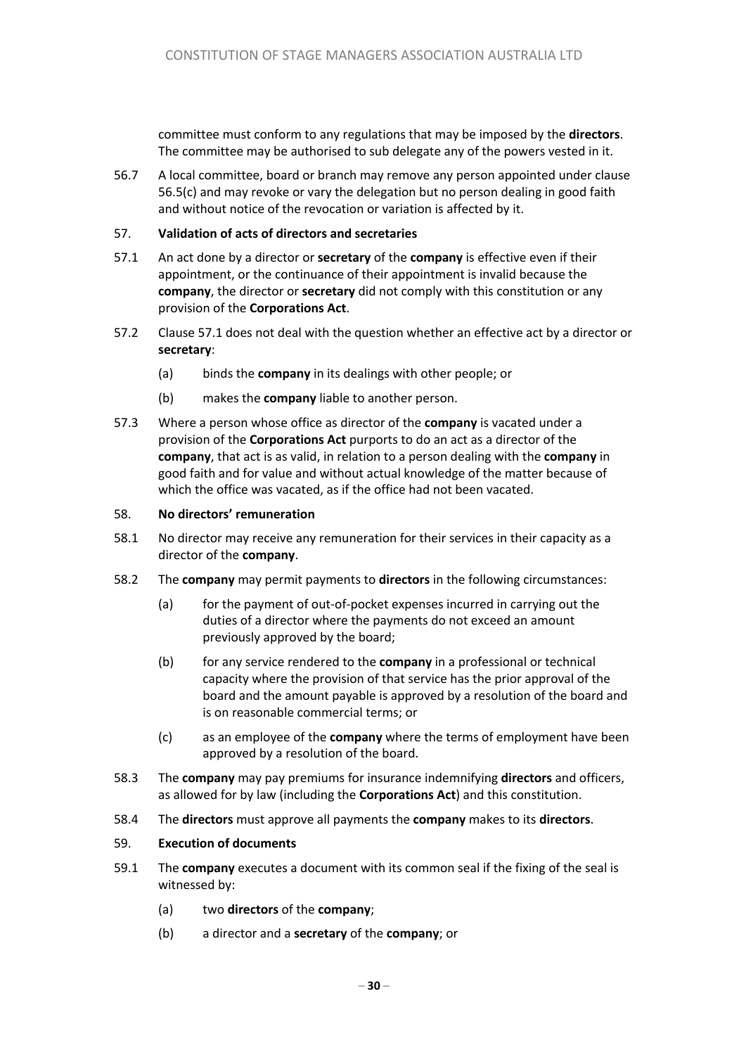committee must conform to any regulations that may be imposed by the **directors**. The committee may be authorised to sub delegate any of the powers vested in it.

56.7 A local committee, board or branch may remove any person appointed under clause 56.5(c) and may revoke or vary the delegation but no person dealing in good faith and without notice of the revocation or variation is affected by it.

57. **Validation of acts of directors and secretaries**

57.1 An act done by a director or **secretary** of the **company** is effective even if their appointment, or the continuance of their appointment is invalid because the **company**, the director or **secretary** did not comply with this constitution or any provision of the **Corporations Act**.

57.2 Clause 57.1 does not deal with the question whether an effective act by a director or **secretary**:

(a) binds the **company** in its dealings with other people; or

(b) makes the **company** liable to another person.

57.3 Where a person whose office as director of the **company** is vacated under a provision of the **Corporations Act** purports to do an act as a director of the **company**, that act is as valid, in relation to a person dealing with the **company** in good faith and for value and without actual knowledge of the matter because of which the office was vacated, as if the office had not been vacated.

58. **No directors' remuneration**

58.1 No director may receive any remuneration for their services in their capacity as a director of the **company**.

58.2 The **company** may permit payments to **directors** in the following circumstances:

(a) for the payment of out-of-pocket expenses incurred in carrying out the duties of a director where the payments do not exceed an amount previously approved by the board;

(b) for any service rendered to the **company** in a professional or technical capacity where the provision of that service has the prior approval of the board and the amount payable is approved by a resolution of the board and is on reasonable commercial terms; or

(c) as an employee of the **company** where the terms of employment have been approved by a resolution of the board.

58.3 The **company** may pay premiums for insurance indemnifying **directors** and officers, as allowed for by law (including the **Corporations Act**) and this constitution.

58.4 The **directors** must approve all payments the **company** makes to its **directors**.

59. **Execution of documents**

59.1 The **company** executes a document with its common seal if the fixing of the seal is witnessed by:

(a) two **directors** of the **company**;

(b) a director and a **secretary** of the **company**; or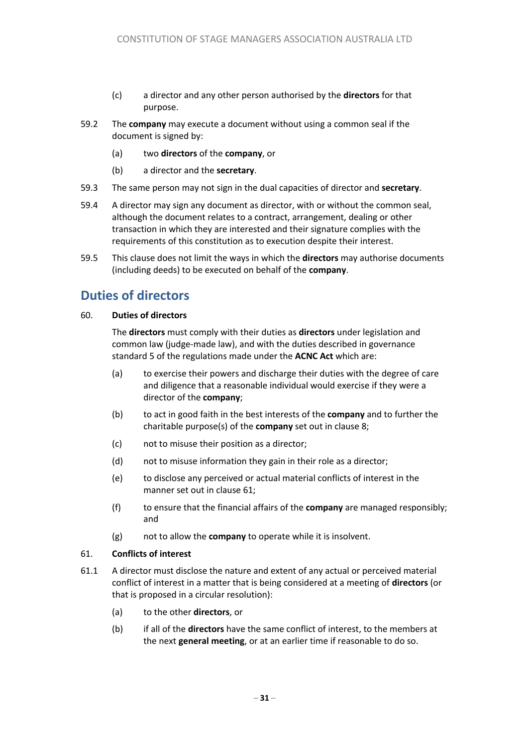(c) a director and any other person authorised by the **directors** for that purpose.

59.2 The **company** may execute a document without using a common seal if the document is signed by:

(a) two **directors** of the **company**, or

(b) a director and the **secretary**.

59.3 The same person may not sign in the dual capacities of director and **secretary**.

59.4 A director may sign any document as director, with or without the common seal, although the document relates to a contract, arrangement, dealing or other transaction in which they are interested and their signature complies with the requirements of this constitution as to execution despite their interest.

59.5 This clause does not limit the ways in which the **directors** may authorise documents (including deeds) to be executed on behalf of the **company**.

## Duties of directors

### 60. Duties of directors

The **directors** must comply with their duties as **directors** under legislation and common law (judge-made law), and with the duties described in governance standard 5 of the regulations made under the **ACNC Act** which are:

(a) to exercise their powers and discharge their duties with the degree of care and diligence that a reasonable individual would exercise if they were a director of the **company**;

(b) to act in good faith in the best interests of the **company** and to further the charitable purpose(s) of the **company** set out in clause 8;

(c) not to misuse their position as a director;

(d) not to misuse information they gain in their role as a director;

(e) to disclose any perceived or actual material conflicts of interest in the manner set out in clause 61;

(f) to ensure that the financial affairs of the **company** are managed responsibly; and

(g) not to allow the **company** to operate while it is insolvent.

### 61. Conflicts of interest

61.1 A director must disclose the nature and extent of any actual or perceived material conflict of interest in a matter that is being considered at a meeting of **directors** (or that is proposed in a circular resolution):

(a) to the other **directors**, or

(b) if all of the **directors** have the same conflict of interest, to the members at the next **general meeting**, or at an earlier time if reasonable to do so.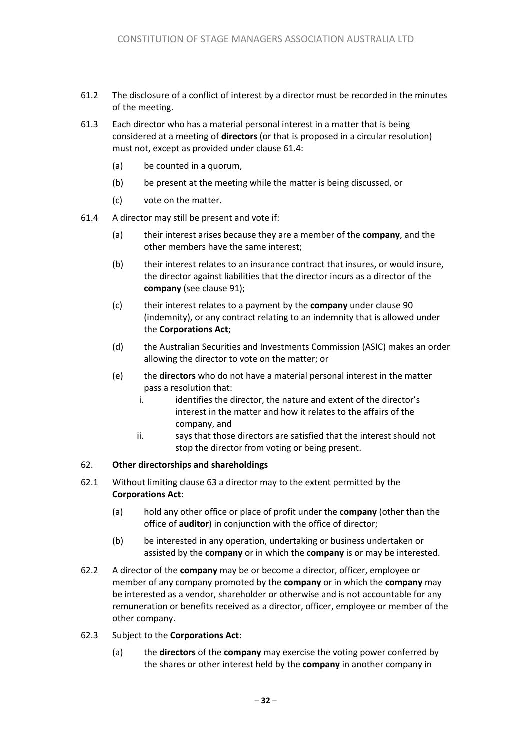61.2 The disclosure of a conflict of interest by a director must be recorded in the minutes of the meeting.

61.3 Each director who has a material personal interest in a matter that is being considered at a meeting of **directors** (or that is proposed in a circular resolution) must not, except as provided under clause 61.4:

(a) be counted in a quorum,

(b) be present at the meeting while the matter is being discussed, or

(c) vote on the matter.

61.4 A director may still be present and vote if:

(a) their interest arises because they are a member of the **company**, and the other members have the same interest;

(b) their interest relates to an insurance contract that insures, or would insure, the director against liabilities that the director incurs as a director of the **company** (see clause 91);

(c) their interest relates to a payment by the **company** under clause 90 (indemnity), or any contract relating to an indemnity that is allowed under the **Corporations Act**;

(d) the Australian Securities and Investments Commission (ASIC) makes an order allowing the director to vote on the matter; or

(e) the **directors** who do not have a material personal interest in the matter pass a resolution that:

i. identifies the director, the nature and extent of the director's interest in the matter and how it relates to the affairs of the company, and

ii. says that those directors are satisfied that the interest should not stop the director from voting or being present.

62. **Other directorships and shareholdings**

62.1 Without limiting clause 63 a director may to the extent permitted by the **Corporations Act**:

(a) hold any other office or place of profit under the **company** (other than the office of **auditor**) in conjunction with the office of director;

(b) be interested in any operation, undertaking or business undertaken or assisted by the **company** or in which the **company** is or may be interested.

62.2 A director of the **company** may be or become a director, officer, employee or member of any company promoted by the **company** or in which the **company** may be interested as a vendor, shareholder or otherwise and is not accountable for any remuneration or benefits received as a director, officer, employee or member of the other company.

62.3 Subject to the **Corporations Act**:

(a) the **directors** of the **company** may exercise the voting power conferred by the shares or other interest held by the **company** in another company in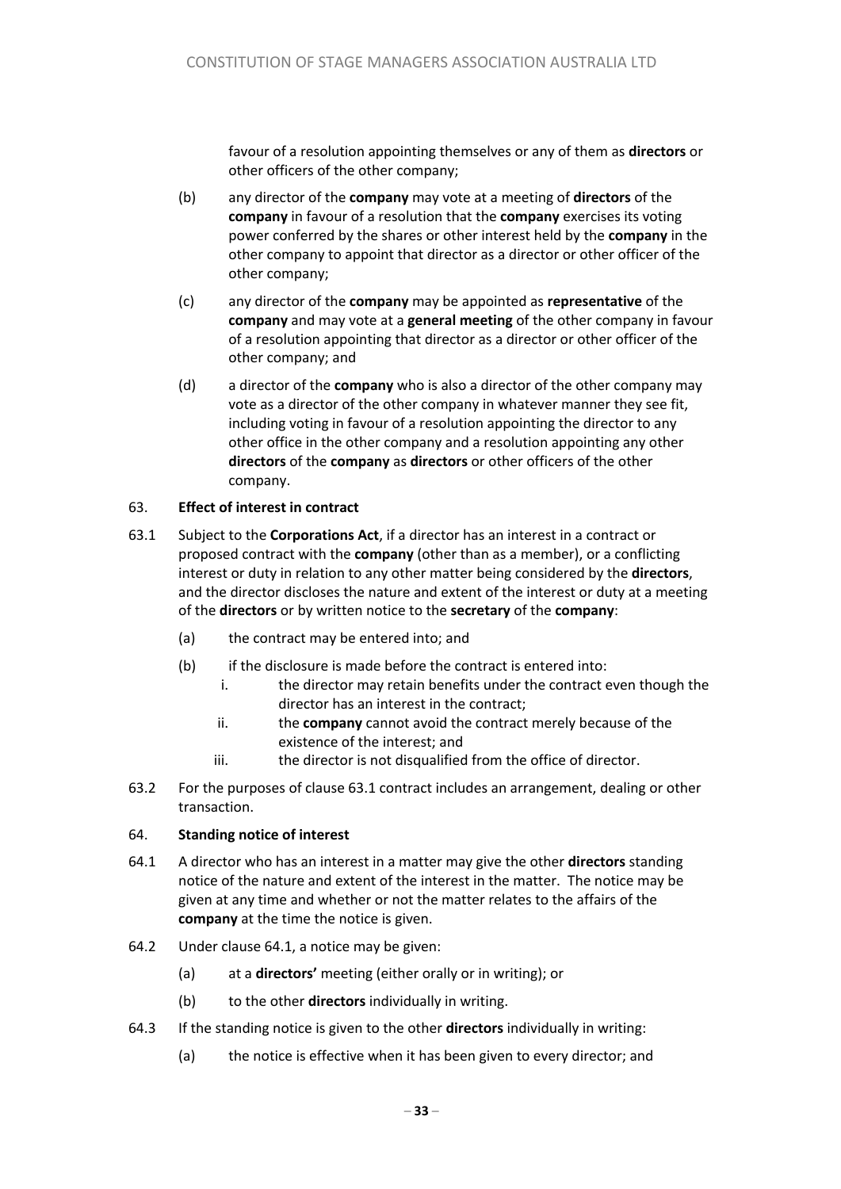favour of a resolution appointing themselves or any of them as **directors** or other officers of the other company;

(b) any director of the **company** may vote at a meeting of **directors** of the **company** in favour of a resolution that the **company** exercises its voting power conferred by the shares or other interest held by the **company** in the other company to appoint that director as a director or other officer of the other company;

(c) any director of the **company** may be appointed as **representative** of the **company** and may vote at a **general meeting** of the other company in favour of a resolution appointing that director as a director or other officer of the other company; and

(d) a director of the **company** who is also a director of the other company may vote as a director of the other company in whatever manner they see fit, including voting in favour of a resolution appointing the director to any other office in the other company and a resolution appointing any other **directors** of the **company** as **directors** or other officers of the other company.

63. **Effect of interest in contract**

63.1 Subject to the **Corporations Act**, if a director has an interest in a contract or proposed contract with the **company** (other than as a member), or a conflicting interest or duty in relation to any other matter being considered by the **directors**, and the director discloses the nature and extent of the interest or duty at a meeting of the **directors** or by written notice to the **secretary** of the **company**:

(a) the contract may be entered into; and

(b) if the disclosure is made before the contract is entered into:

i. the director may retain benefits under the contract even though the director has an interest in the contract;

ii. the **company** cannot avoid the contract merely because of the existence of the interest; and

iii. the director is not disqualified from the office of director.

63.2 For the purposes of clause 63.1 contract includes an arrangement, dealing or other transaction.

64. **Standing notice of interest**

64.1 A director who has an interest in a matter may give the other **directors** standing notice of the nature and extent of the interest in the matter. The notice may be given at any time and whether or not the matter relates to the affairs of the **company** at the time the notice is given.

64.2 Under clause 64.1, a notice may be given:

(a) at a **directors'** meeting (either orally or in writing); or

(b) to the other **directors** individually in writing.

64.3 If the standing notice is given to the other **directors** individually in writing:

(a) the notice is effective when it has been given to every director; and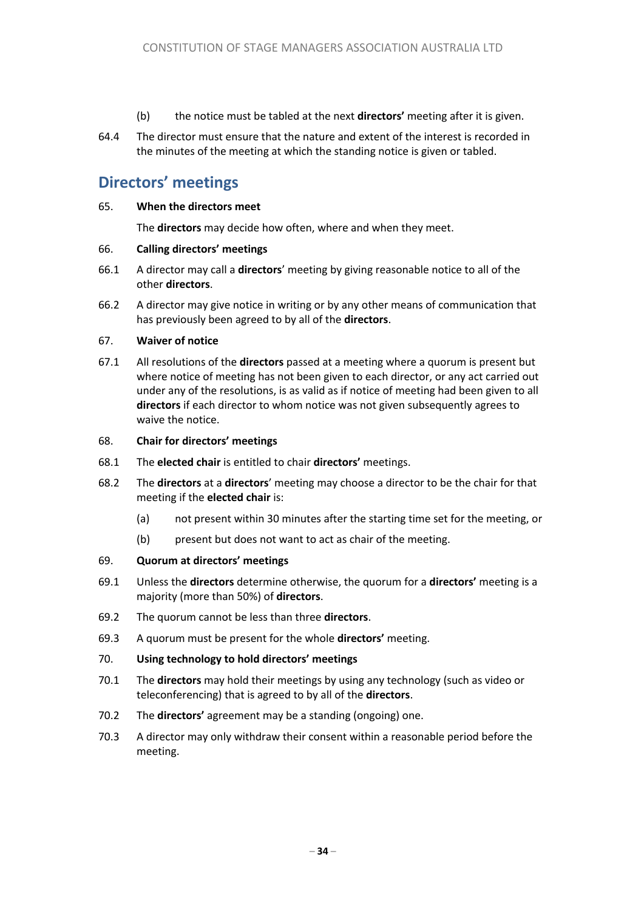(b) the notice must be tabled at the next **directors'** meeting after it is given.

64.4 The director must ensure that the nature and extent of the interest is recorded in the minutes of the meeting at which the standing notice is given or tabled.

## Directors' meetings

**65. When the directors meet**

The **directors** may decide how often, where and when they meet.

**66. Calling directors' meetings**

66.1 A director may call a **directors**' meeting by giving reasonable notice to all of the other **directors**.

66.2 A director may give notice in writing or by any other means of communication that has previously been agreed to by all of the **directors**.

**67. Waiver of notice**

67.1 All resolutions of the **directors** passed at a meeting where a quorum is present but where notice of meeting has not been given to each director, or any act carried out under any of the resolutions, is as valid as if notice of meeting had been given to all **directors** if each director to whom notice was not given subsequently agrees to waive the notice.

**68. Chair for directors' meetings**

68.1 The **elected chair** is entitled to chair **directors'** meetings.

68.2 The **directors** at a **directors**' meeting may choose a director to be the chair for that meeting if the **elected chair** is:

(a) not present within 30 minutes after the starting time set for the meeting, or

(b) present but does not want to act as chair of the meeting.

**69. Quorum at directors' meetings**

69.1 Unless the **directors** determine otherwise, the quorum for a **directors'** meeting is a majority (more than 50%) of **directors**.

69.2 The quorum cannot be less than three **directors**.

69.3 A quorum must be present for the whole **directors'** meeting.

**70. Using technology to hold directors' meetings**

70.1 The **directors** may hold their meetings by using any technology (such as video or teleconferencing) that is agreed to by all of the **directors**.

70.2 The **directors'** agreement may be a standing (ongoing) one.

70.3 A director may only withdraw their consent within a reasonable period before the meeting.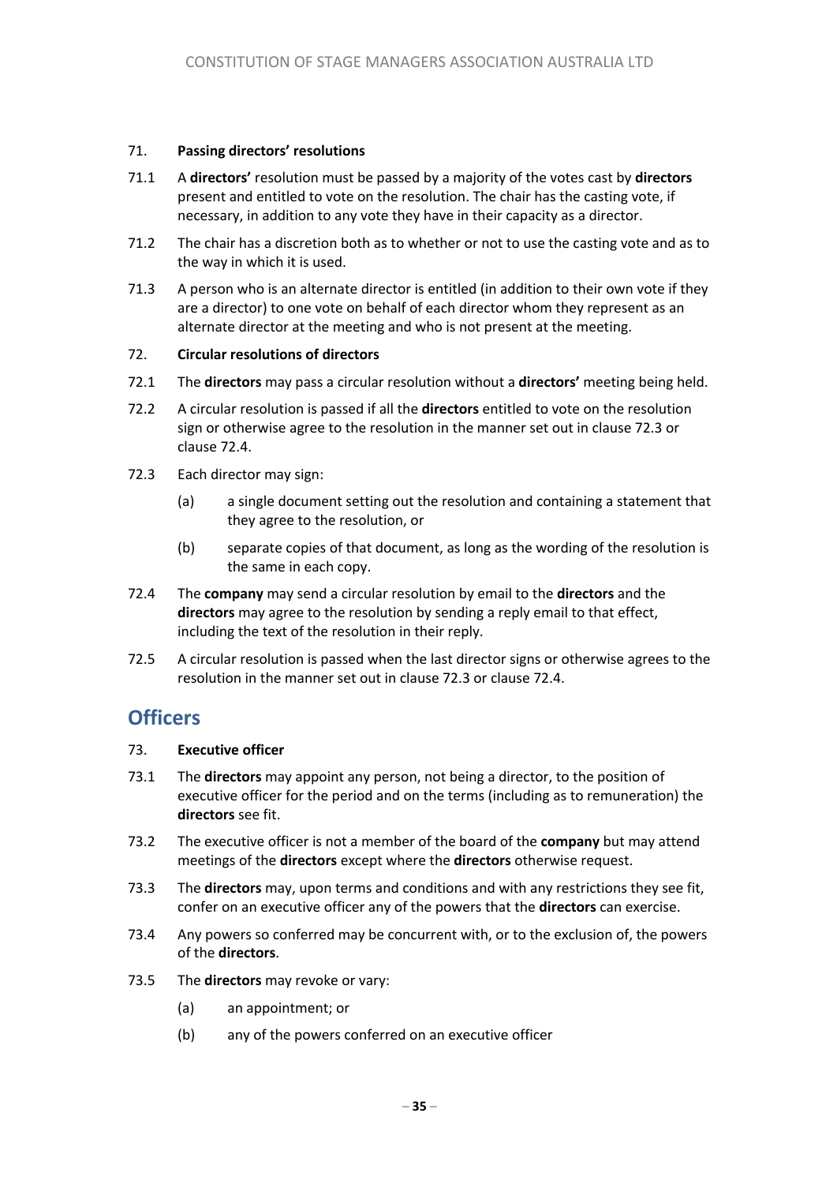71. **Passing directors' resolutions**

71.1 A **directors'** resolution must be passed by a majority of the votes cast by **directors** present and entitled to vote on the resolution. The chair has the casting vote, if necessary, in addition to any vote they have in their capacity as a director.

71.2 The chair has a discretion both as to whether or not to use the casting vote and as to the way in which it is used.

71.3 A person who is an alternate director is entitled (in addition to their own vote if they are a director) to one vote on behalf of each director whom they represent as an alternate director at the meeting and who is not present at the meeting.

72. **Circular resolutions of directors**

72.1 The **directors** may pass a circular resolution without a **directors'** meeting being held.

72.2 A circular resolution is passed if all the **directors** entitled to vote on the resolution sign or otherwise agree to the resolution in the manner set out in clause 72.3 or clause 72.4.

72.3 Each director may sign:

(a) a single document setting out the resolution and containing a statement that they agree to the resolution, or

(b) separate copies of that document, as long as the wording of the resolution is the same in each copy.

72.4 The **company** may send a circular resolution by email to the **directors** and the **directors** may agree to the resolution by sending a reply email to that effect, including the text of the resolution in their reply.

72.5 A circular resolution is passed when the last director signs or otherwise agrees to the resolution in the manner set out in clause 72.3 or clause 72.4.

## Officers

73. **Executive officer**

73.1 The **directors** may appoint any person, not being a director, to the position of executive officer for the period and on the terms (including as to remuneration) the **directors** see fit.

73.2 The executive officer is not a member of the board of the **company** but may attend meetings of the **directors** except where the **directors** otherwise request.

73.3 The **directors** may, upon terms and conditions and with any restrictions they see fit, confer on an executive officer any of the powers that the **directors** can exercise.

73.4 Any powers so conferred may be concurrent with, or to the exclusion of, the powers of the **directors**.

73.5 The **directors** may revoke or vary:

(a) an appointment; or

(b) any of the powers conferred on an executive officer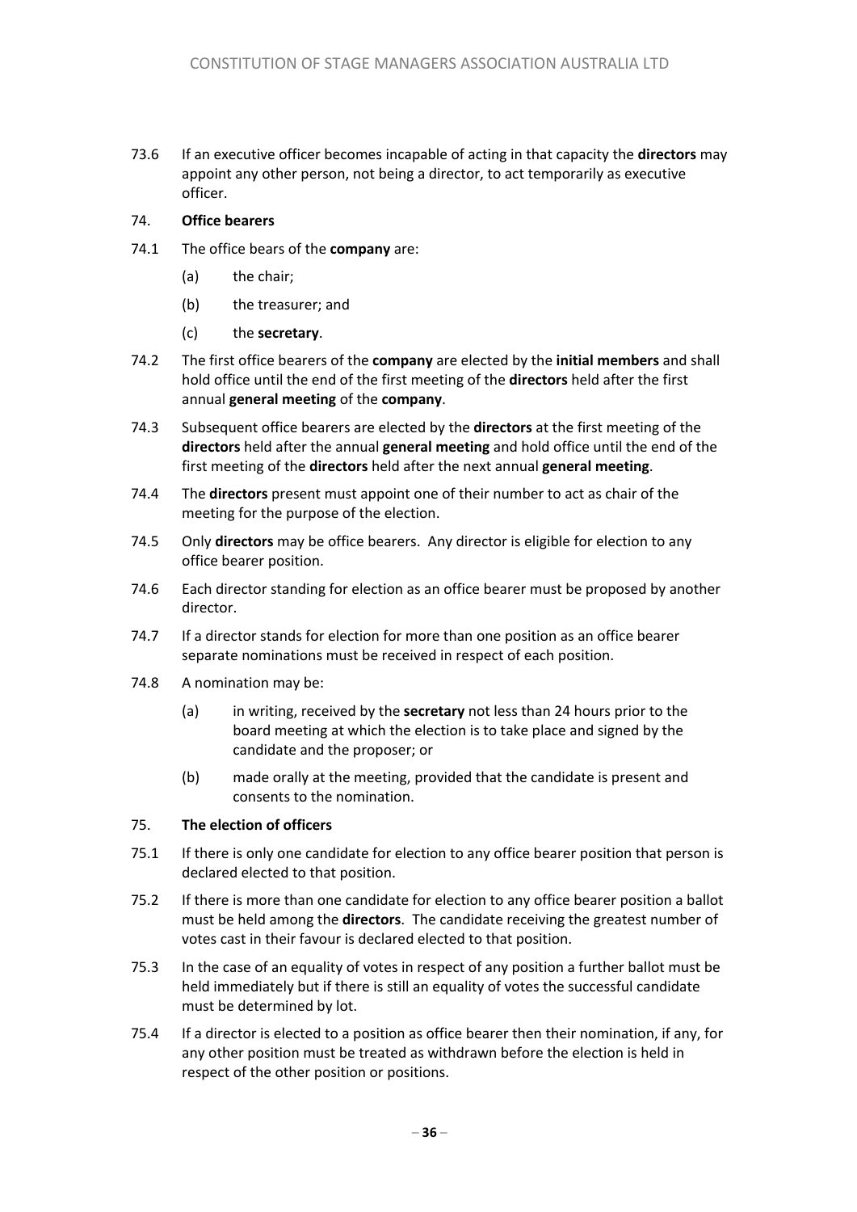73.6 If an executive officer becomes incapable of acting in that capacity the **directors** may appoint any other person, not being a director, to act temporarily as executive officer.

## 74. **Office bearers**

74.1 The office bears of the **company** are:

(a) the chair;

(b) the treasurer; and

(c) the **secretary**.

74.2 The first office bearers of the **company** are elected by the **initial members** and shall hold office until the end of the first meeting of the **directors** held after the first annual **general meeting** of the **company**.

74.3 Subsequent office bearers are elected by the **directors** at the first meeting of the **directors** held after the annual **general meeting** and hold office until the end of the first meeting of the **directors** held after the next annual **general meeting**.

74.4 The **directors** present must appoint one of their number to act as chair of the meeting for the purpose of the election.

74.5 Only **directors** may be office bearers. Any director is eligible for election to any office bearer position.

74.6 Each director standing for election as an office bearer must be proposed by another director.

74.7 If a director stands for election for more than one position as an office bearer separate nominations must be received in respect of each position.

74.8 A nomination may be:

(a) in writing, received by the **secretary** not less than 24 hours prior to the board meeting at which the election is to take place and signed by the candidate and the proposer; or

(b) made orally at the meeting, provided that the candidate is present and consents to the nomination.

## 75. **The election of officers**

75.1 If there is only one candidate for election to any office bearer position that person is declared elected to that position.

75.2 If there is more than one candidate for election to any office bearer position a ballot must be held among the **directors**. The candidate receiving the greatest number of votes cast in their favour is declared elected to that position.

75.3 In the case of an equality of votes in respect of any position a further ballot must be held immediately but if there is still an equality of votes the successful candidate must be determined by lot.

75.4 If a director is elected to a position as office bearer then their nomination, if any, for any other position must be treated as withdrawn before the election is held in respect of the other position or positions.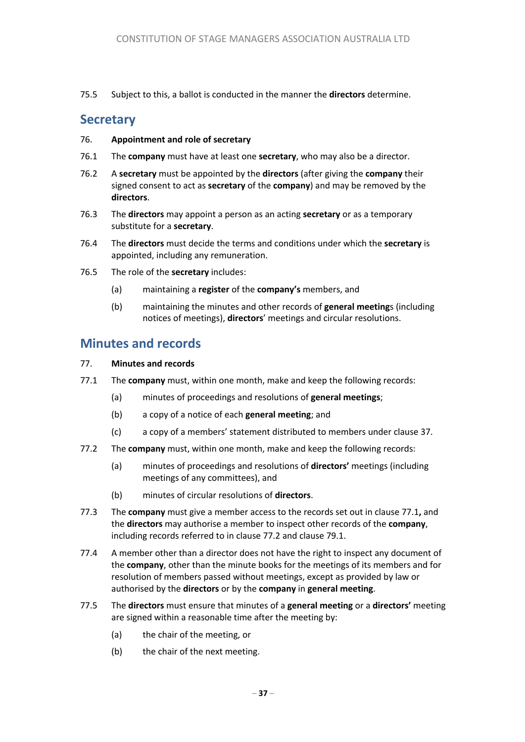75.5 Subject to this, a ballot is conducted in the manner the **directors** determine.

## Secretary

**76. Appointment and role of secretary**

76.1 The **company** must have at least one **secretary**, who may also be a director.

76.2 A **secretary** must be appointed by the **directors** (after giving the **company** their signed consent to act as **secretary** of the **company**) and may be removed by the **directors**.

76.3 The **directors** may appoint a person as an acting **secretary** or as a temporary substitute for a **secretary**.

76.4 The **directors** must decide the terms and conditions under which the **secretary** is appointed, including any remuneration.

76.5 The role of the **secretary** includes:

(a) maintaining a **register** of the **company's** members, and

(b) maintaining the minutes and other records of **general meeting**s (including notices of meetings), **directors**' meetings and circular resolutions.

## Minutes and records

**77. Minutes and records**

77.1 The **company** must, within one month, make and keep the following records:

(a) minutes of proceedings and resolutions of **general meetings**;

(b) a copy of a notice of each **general meeting**; and

(c) a copy of a members' statement distributed to members under clause 37.

77.2 The **company** must, within one month, make and keep the following records:

(a) minutes of proceedings and resolutions of **directors'** meetings (including meetings of any committees), and

(b) minutes of circular resolutions of **directors**.

77.3 The **company** must give a member access to the records set out in clause 77.1**,** and the **directors** may authorise a member to inspect other records of the **company**, including records referred to in clause 77.2 and clause 79.1.

77.4 A member other than a director does not have the right to inspect any document of the **company**, other than the minute books for the meetings of its members and for resolution of members passed without meetings, except as provided by law or authorised by the **directors** or by the **company** in **general meeting**.

77.5 The **directors** must ensure that minutes of a **general meeting** or a **directors'** meeting are signed within a reasonable time after the meeting by:

(a) the chair of the meeting, or

(b) the chair of the next meeting.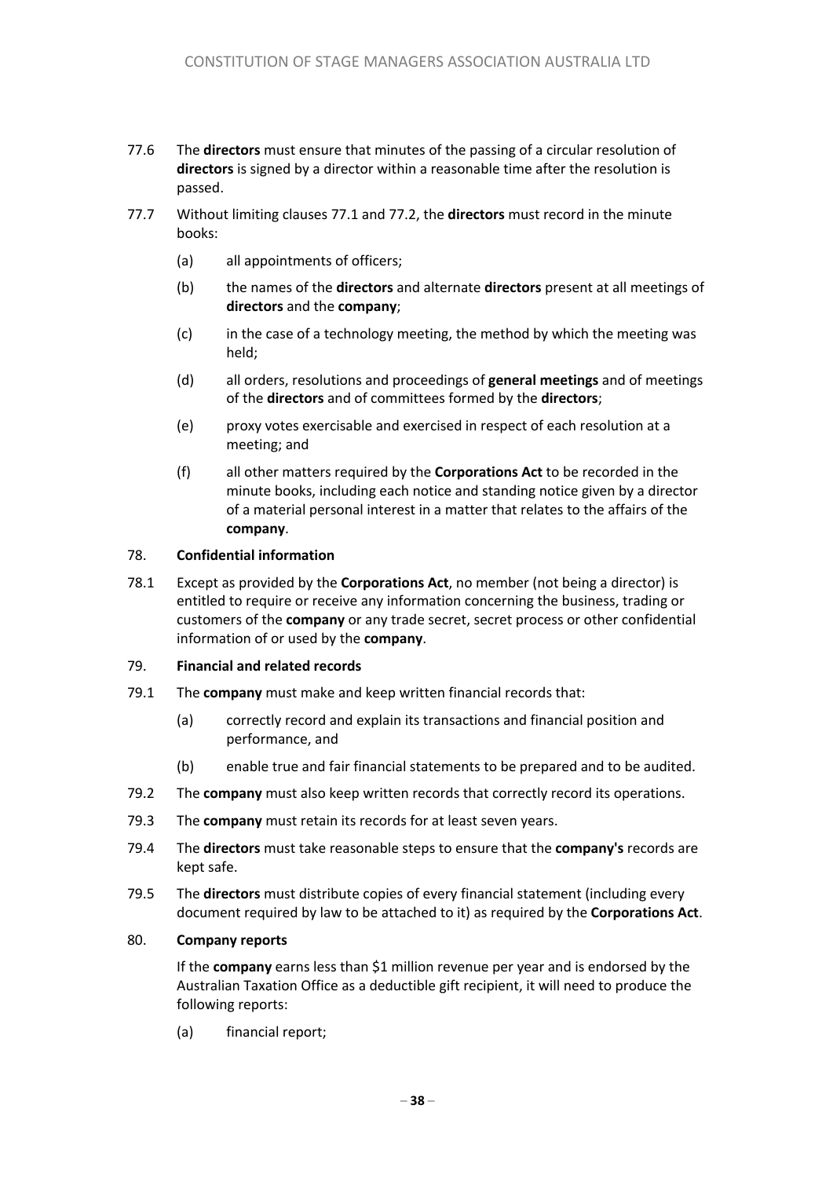77.6 The **directors** must ensure that minutes of the passing of a circular resolution of **directors** is signed by a director within a reasonable time after the resolution is passed.

77.7 Without limiting clauses 77.1 and 77.2, the **directors** must record in the minute books:

- (a) all appointments of officers;
- (b) the names of the **directors** and alternate **directors** present at all meetings of **directors** and the **company**;
- (c) in the case of a technology meeting, the method by which the meeting was held;
- (d) all orders, resolutions and proceedings of **general meetings** and of meetings of the **directors** and of committees formed by the **directors**;
- (e) proxy votes exercisable and exercised in respect of each resolution at a meeting; and
- (f) all other matters required by the **Corporations Act** to be recorded in the minute books, including each notice and standing notice given by a director of a material personal interest in a matter that relates to the affairs of the **company**.

## 78. Confidential information

78.1 Except as provided by the **Corporations Act**, no member (not being a director) is entitled to require or receive any information concerning the business, trading or customers of the **company** or any trade secret, secret process or other confidential information of or used by the **company**.

## 79. Financial and related records

79.1 The **company** must make and keep written financial records that:

- (a) correctly record and explain its transactions and financial position and performance, and
- (b) enable true and fair financial statements to be prepared and to be audited.

79.2 The **company** must also keep written records that correctly record its operations.

79.3 The **company** must retain its records for at least seven years.

79.4 The **directors** must take reasonable steps to ensure that the **company's** records are kept safe.

79.5 The **directors** must distribute copies of every financial statement (including every document required by law to be attached to it) as required by the **Corporations Act**.

## 80. Company reports

If the **company** earns less than $1 million revenue per year and is endorsed by the Australian Taxation Office as a deductible gift recipient, it will need to produce the following reports:

- (a) financial report;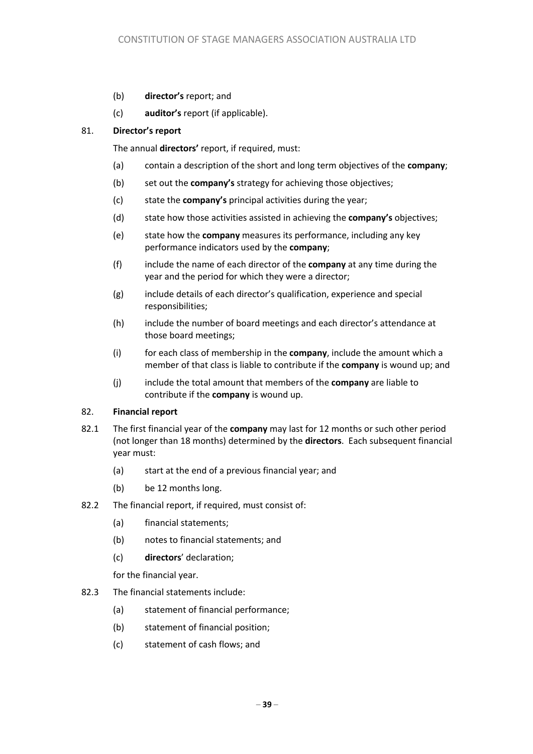(b) **director's** report; and

(c) **auditor's** report (if applicable).

81. **Director's report**

The annual **directors'** report, if required, must:

(a) contain a description of the short and long term objectives of the **company**;

(b) set out the **company's** strategy for achieving those objectives;

(c) state the **company's** principal activities during the year;

(d) state how those activities assisted in achieving the **company's** objectives;

(e) state how the **company** measures its performance, including any key performance indicators used by the **company**;

(f) include the name of each director of the **company** at any time during the year and the period for which they were a director;

(g) include details of each director's qualification, experience and special responsibilities;

(h) include the number of board meetings and each director's attendance at those board meetings;

(i) for each class of membership in the **company**, include the amount which a member of that class is liable to contribute if the **company** is wound up; and

(j) include the total amount that members of the **company** are liable to contribute if the **company** is wound up.

82. **Financial report**

82.1 The first financial year of the **company** may last for 12 months or such other period (not longer than 18 months) determined by the **directors**. Each subsequent financial year must:

(a) start at the end of a previous financial year; and

(b) be 12 months long.

82.2 The financial report, if required, must consist of:

(a) financial statements;

(b) notes to financial statements; and

(c) **directors**' declaration;

for the financial year.

82.3 The financial statements include:

(a) statement of financial performance;

(b) statement of financial position;

(c) statement of cash flows; and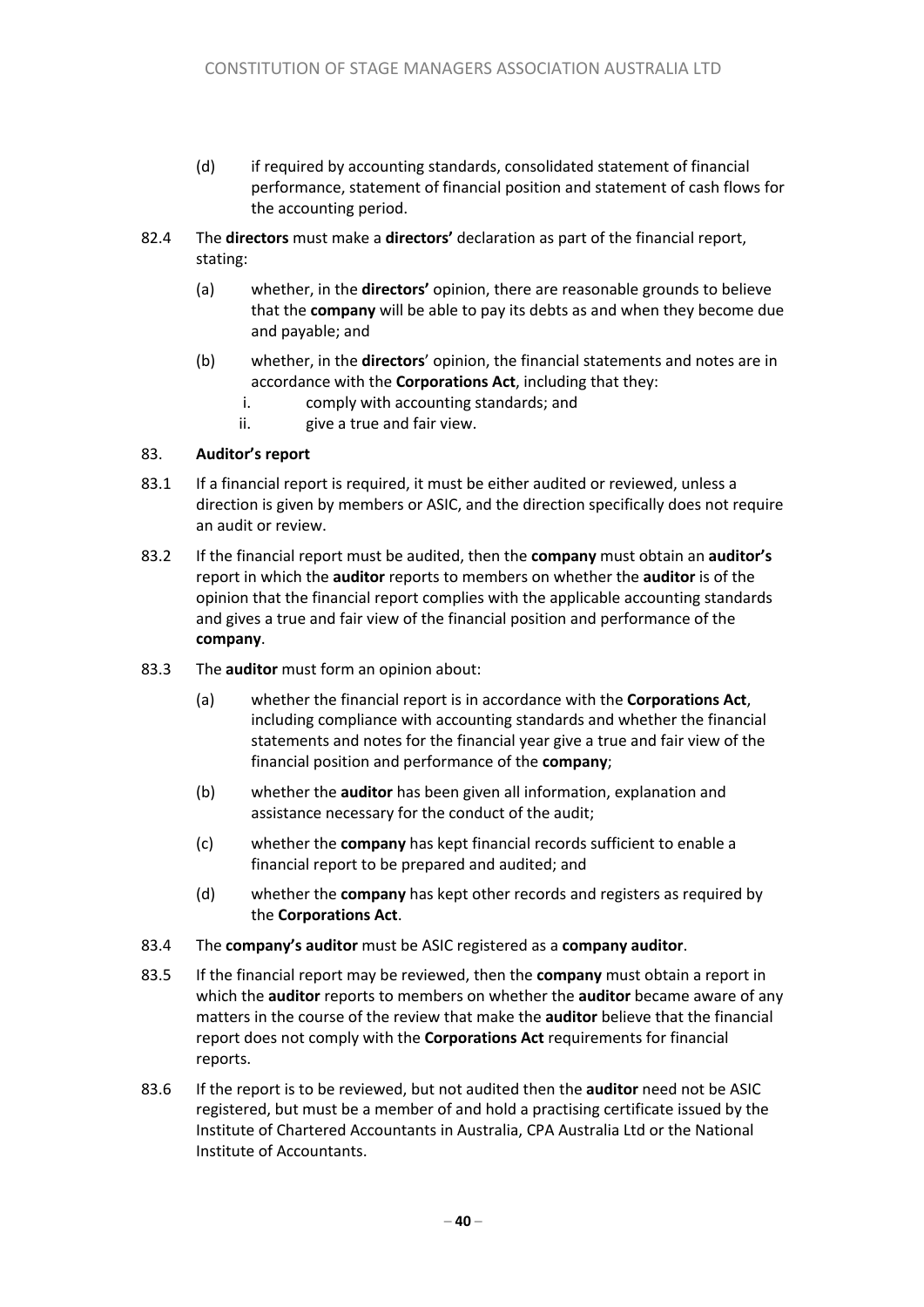(d) if required by accounting standards, consolidated statement of financial performance, statement of financial position and statement of cash flows for the accounting period.

82.4 The **directors** must make a **directors'** declaration as part of the financial report, stating:

(a) whether, in the **directors'** opinion, there are reasonable grounds to believe that the **company** will be able to pay its debts as and when they become due and payable; and

(b) whether, in the **directors**' opinion, the financial statements and notes are in accordance with the **Corporations Act**, including that they:

i. comply with accounting standards; and

ii. give a true and fair view.

### 83. Auditor's report

83.1 If a financial report is required, it must be either audited or reviewed, unless a direction is given by members or ASIC, and the direction specifically does not require an audit or review.

83.2 If the financial report must be audited, then the **company** must obtain an **auditor's** report in which the **auditor** reports to members on whether the **auditor** is of the opinion that the financial report complies with the applicable accounting standards and gives a true and fair view of the financial position and performance of the **company**.

83.3 The **auditor** must form an opinion about:

(a) whether the financial report is in accordance with the **Corporations Act**, including compliance with accounting standards and whether the financial statements and notes for the financial year give a true and fair view of the financial position and performance of the **company**;

(b) whether the **auditor** has been given all information, explanation and assistance necessary for the conduct of the audit;

(c) whether the **company** has kept financial records sufficient to enable a financial report to be prepared and audited; and

(d) whether the **company** has kept other records and registers as required by the **Corporations Act**.

83.4 The **company's auditor** must be ASIC registered as a **company auditor**.

83.5 If the financial report may be reviewed, then the **company** must obtain a report in which the **auditor** reports to members on whether the **auditor** became aware of any matters in the course of the review that make the **auditor** believe that the financial report does not comply with the **Corporations Act** requirements for financial reports.

83.6 If the report is to be reviewed, but not audited then the **auditor** need not be ASIC registered, but must be a member of and hold a practising certificate issued by the Institute of Chartered Accountants in Australia, CPA Australia Ltd or the National Institute of Accountants.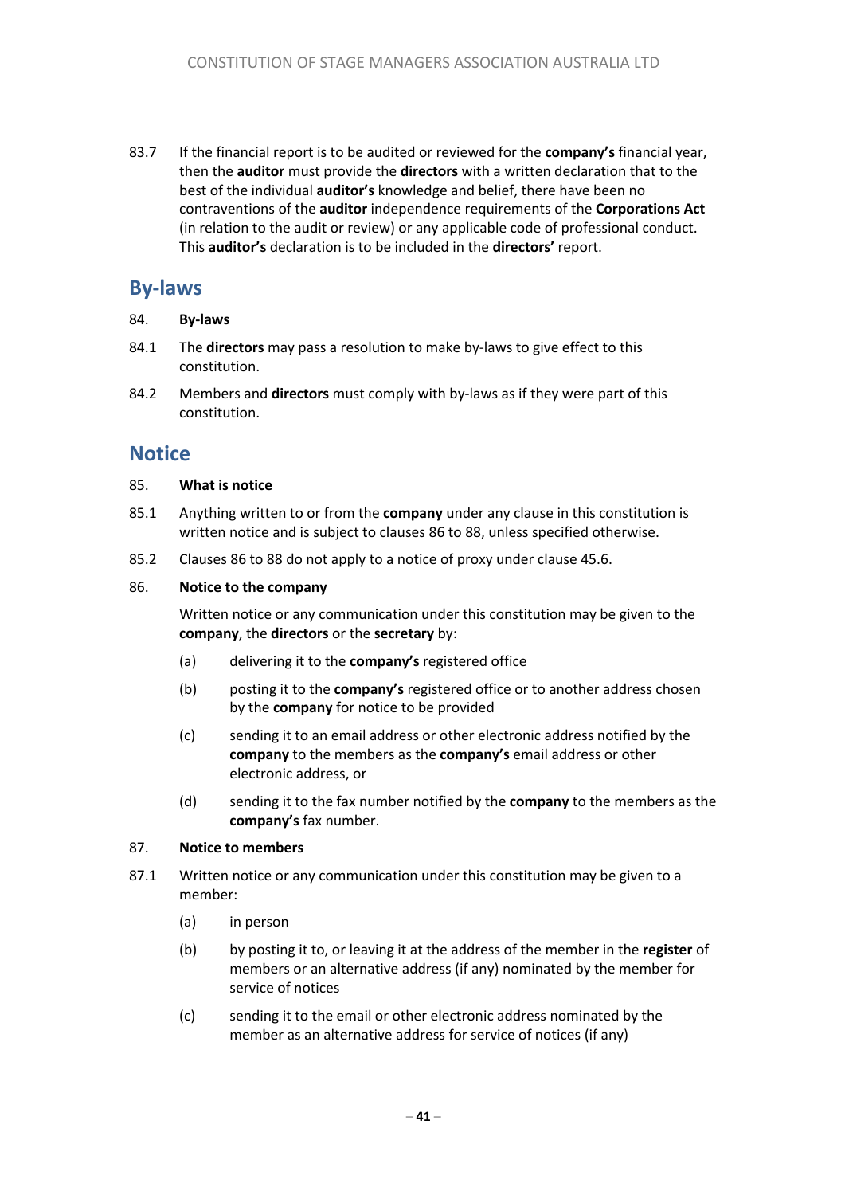83.7 If the financial report is to be audited or reviewed for the **company's** financial year, then the **auditor** must provide the **directors** with a written declaration that to the best of the individual **auditor's** knowledge and belief, there have been no contraventions of the **auditor** independence requirements of the **Corporations Act** (in relation to the audit or review) or any applicable code of professional conduct. This **auditor's** declaration is to be included in the **directors'** report.

## By-laws

**84. By-laws**

84.1 The **directors** may pass a resolution to make by-laws to give effect to this constitution.

84.2 Members and **directors** must comply with by-laws as if they were part of this constitution.

## Notice

**85. What is notice**

85.1 Anything written to or from the **company** under any clause in this constitution is written notice and is subject to clauses 86 to 88, unless specified otherwise.

85.2 Clauses 86 to 88 do not apply to a notice of proxy under clause 45.6.

**86. Notice to the company**

Written notice or any communication under this constitution may be given to the **company**, the **directors** or the **secretary** by:

(a) delivering it to the **company's** registered office

(b) posting it to the **company's** registered office or to another address chosen by the **company** for notice to be provided

(c) sending it to an email address or other electronic address notified by the **company** to the members as the **company's** email address or other electronic address, or

(d) sending it to the fax number notified by the **company** to the members as the **company's** fax number.

**87. Notice to members**

87.1 Written notice or any communication under this constitution may be given to a member:

(a) in person

(b) by posting it to, or leaving it at the address of the member in the **register** of members or an alternative address (if any) nominated by the member for service of notices

(c) sending it to the email or other electronic address nominated by the member as an alternative address for service of notices (if any)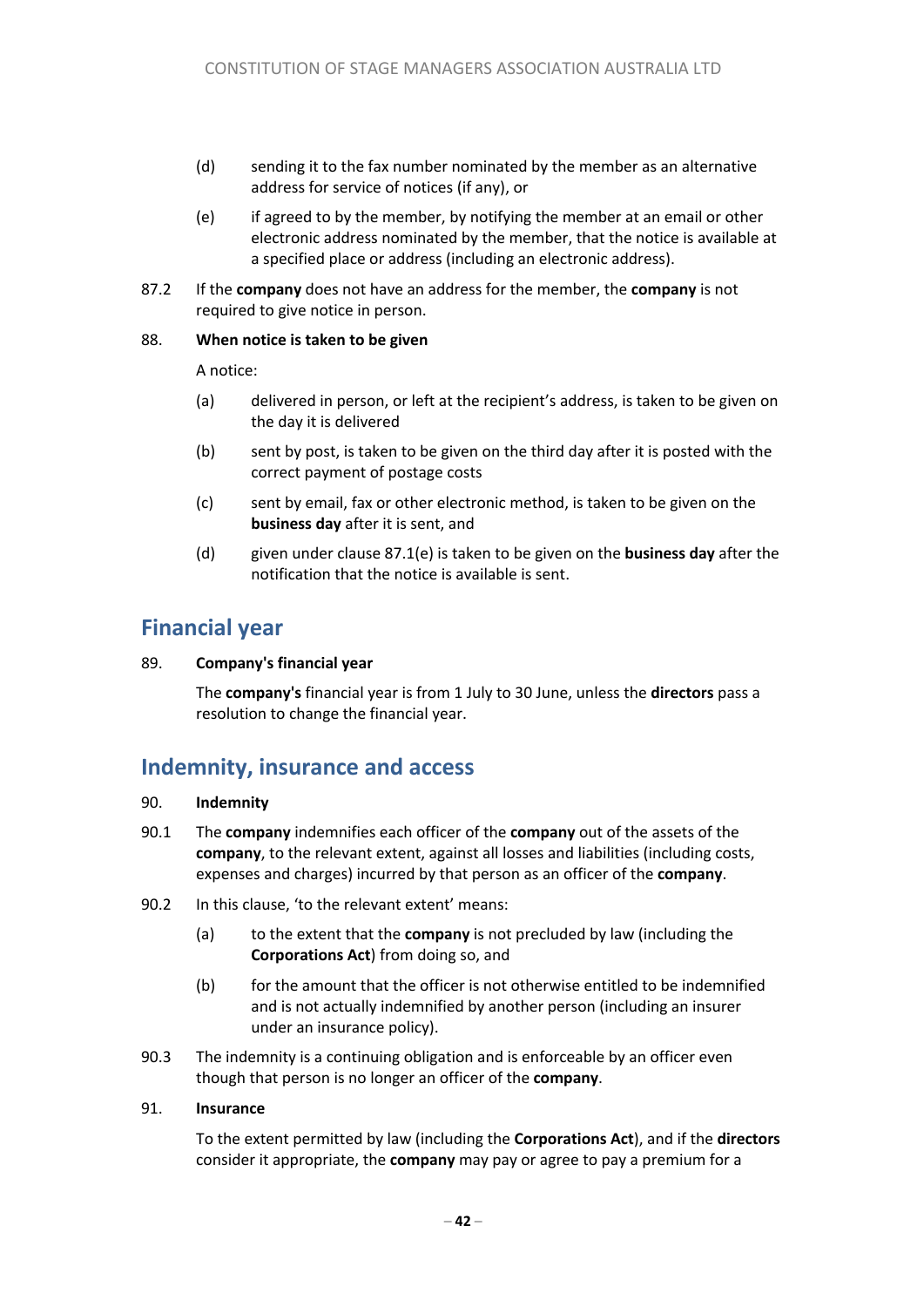(d) sending it to the fax number nominated by the member as an alternative address for service of notices (if any), or

(e) if agreed to by the member, by notifying the member at an email or other electronic address nominated by the member, that the notice is available at a specified place or address (including an electronic address).

87.2 If the **company** does not have an address for the member, the **company** is not required to give notice in person.

88. **When notice is taken to be given**

A notice:

(a) delivered in person, or left at the recipient's address, is taken to be given on the day it is delivered

(b) sent by post, is taken to be given on the third day after it is posted with the correct payment of postage costs

(c) sent by email, fax or other electronic method, is taken to be given on the **business day** after it is sent, and

(d) given under clause 87.1(e) is taken to be given on the **business day** after the notification that the notice is available is sent.

## Financial year

89. **Company's financial year**

The **company's** financial year is from 1 July to 30 June, unless the **directors** pass a resolution to change the financial year.

## Indemnity, insurance and access

90. **Indemnity**

90.1 The **company** indemnifies each officer of the **company** out of the assets of the **company**, to the relevant extent, against all losses and liabilities (including costs, expenses and charges) incurred by that person as an officer of the **company**.

90.2 In this clause, 'to the relevant extent' means:

(a) to the extent that the **company** is not precluded by law (including the **Corporations Act**) from doing so, and

(b) for the amount that the officer is not otherwise entitled to be indemnified and is not actually indemnified by another person (including an insurer under an insurance policy).

90.3 The indemnity is a continuing obligation and is enforceable by an officer even though that person is no longer an officer of the **company**.

91. **Insurance**

To the extent permitted by law (including the **Corporations Act**), and if the **directors** consider it appropriate, the **company** may pay or agree to pay a premium for a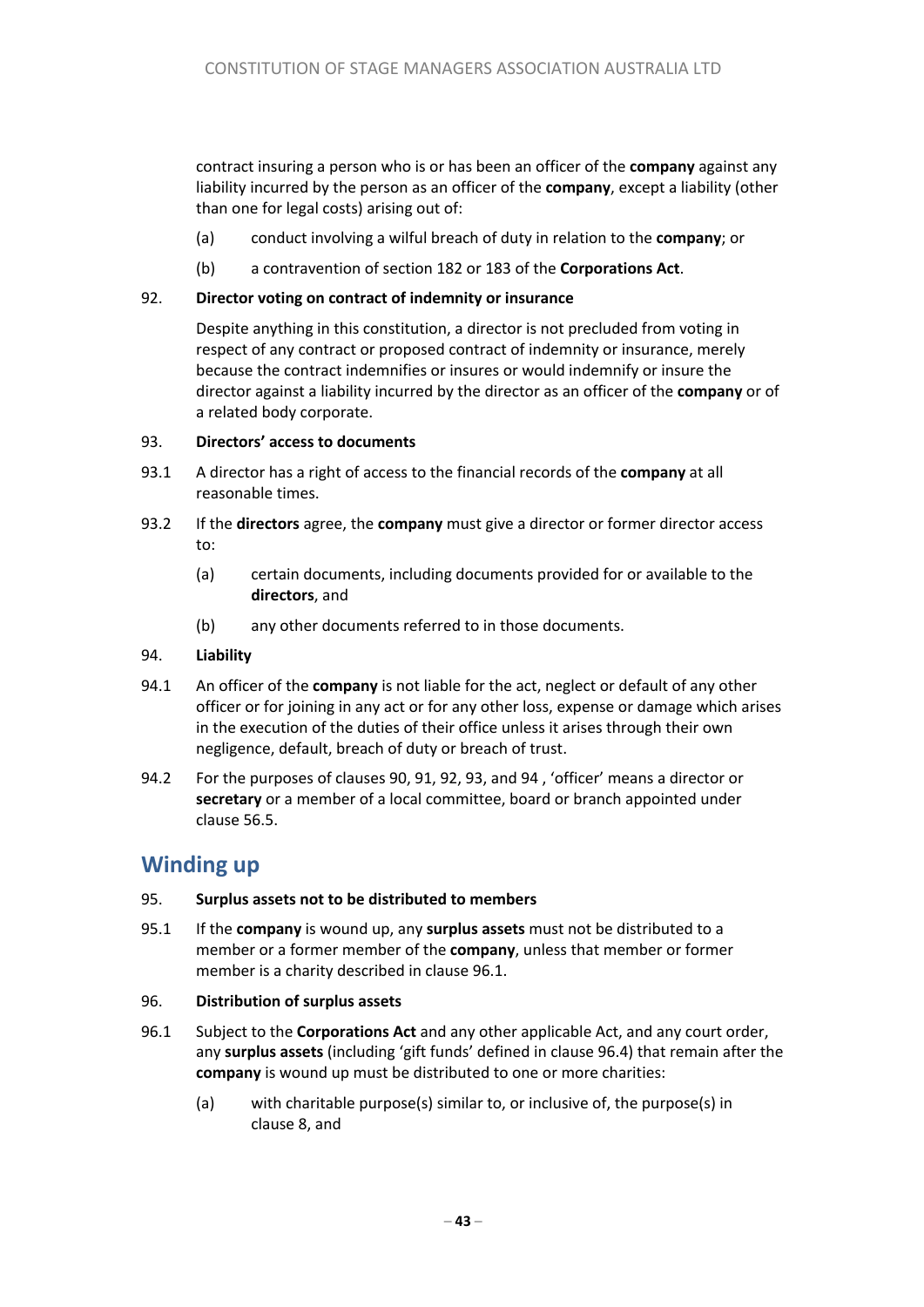contract insuring a person who is or has been an officer of the **company** against any liability incurred by the person as an officer of the **company**, except a liability (other than one for legal costs) arising out of:

(a) conduct involving a wilful breach of duty in relation to the **company**; or

(b) a contravention of section 182 or 183 of the **Corporations Act**.

92. **Director voting on contract of indemnity or insurance**

Despite anything in this constitution, a director is not precluded from voting in respect of any contract or proposed contract of indemnity or insurance, merely because the contract indemnifies or insures or would indemnify or insure the director against a liability incurred by the director as an officer of the **company** or of a related body corporate.

93. **Directors' access to documents**

93.1 A director has a right of access to the financial records of the **company** at all reasonable times.

93.2 If the **directors** agree, the **company** must give a director or former director access to:

(a) certain documents, including documents provided for or available to the **directors**, and

(b) any other documents referred to in those documents.

94. **Liability**

94.1 An officer of the **company** is not liable for the act, neglect or default of any other officer or for joining in any act or for any other loss, expense or damage which arises in the execution of the duties of their office unless it arises through their own negligence, default, breach of duty or breach of trust.

94.2 For the purposes of clauses 90, 91, 92, 93, and 94 , 'officer' means a director or **secretary** or a member of a local committee, board or branch appointed under clause 56.5.

## Winding up

95. **Surplus assets not to be distributed to members**

95.1 If the **company** is wound up, any **surplus assets** must not be distributed to a member or a former member of the **company**, unless that member or former member is a charity described in clause 96.1.

96. **Distribution of surplus assets**

96.1 Subject to the **Corporations Act** and any other applicable Act, and any court order, any **surplus assets** (including 'gift funds' defined in clause 96.4) that remain after the **company** is wound up must be distributed to one or more charities:

(a) with charitable purpose(s) similar to, or inclusive of, the purpose(s) in clause 8, and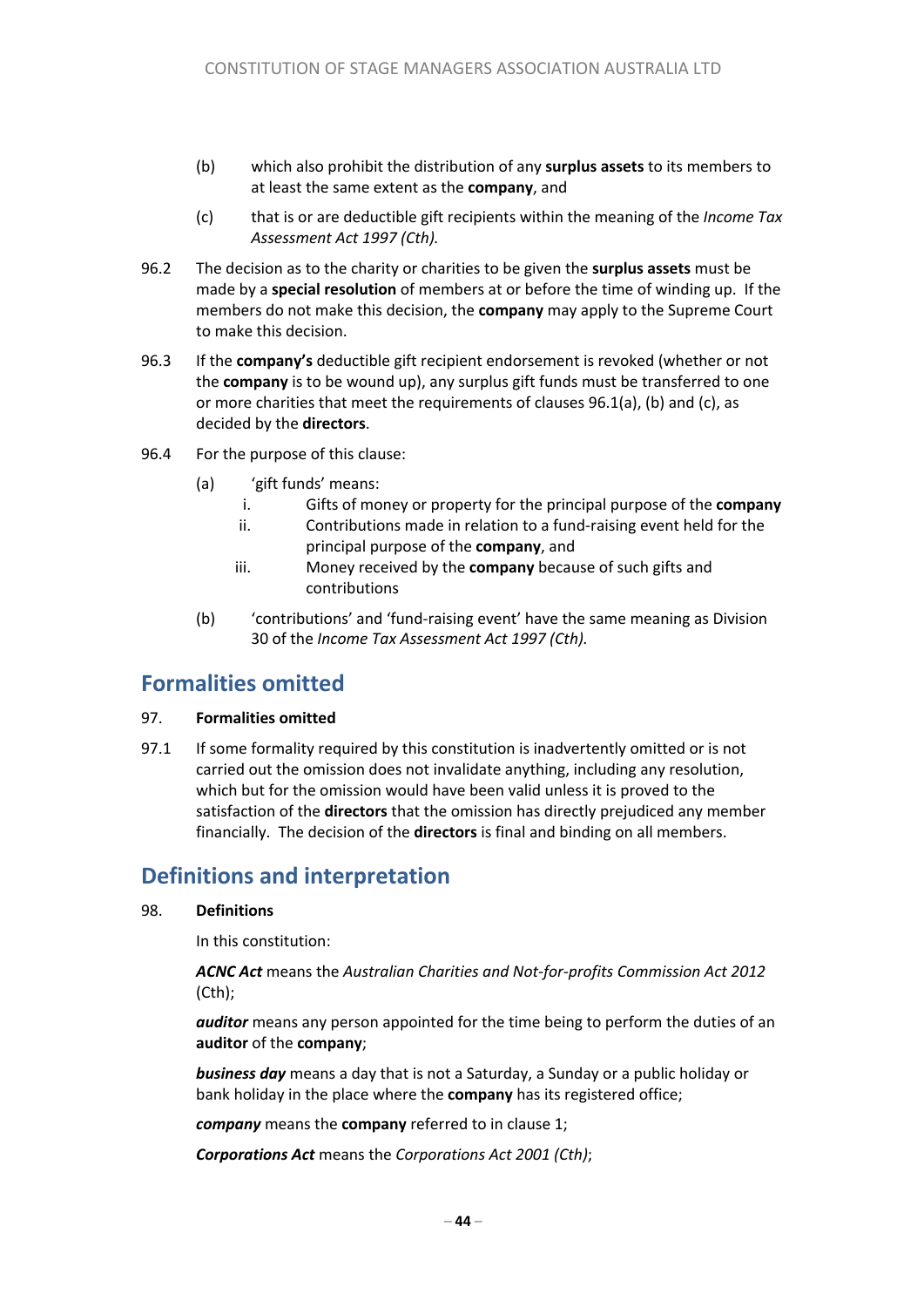(b) which also prohibit the distribution of any **surplus assets** to its members to at least the same extent as the **company**, and

(c) that is or are deductible gift recipients within the meaning of the *Income Tax Assessment Act 1997 (Cth).*

96.2 The decision as to the charity or charities to be given the **surplus assets** must be made by a **special resolution** of members at or before the time of winding up. If the members do not make this decision, the **company** may apply to the Supreme Court to make this decision.

96.3 If the **company's** deductible gift recipient endorsement is revoked (whether or not the **company** is to be wound up), any surplus gift funds must be transferred to one or more charities that meet the requirements of clauses 96.1(a), (b) and (c), as decided by the **directors**.

96.4 For the purpose of this clause:

(a) 'gift funds' means:

i. Gifts of money or property for the principal purpose of the **company**

ii. Contributions made in relation to a fund-raising event held for the principal purpose of the **company**, and

iii. Money received by the **company** because of such gifts and contributions

(b) 'contributions' and 'fund-raising event' have the same meaning as Division 30 of the *Income Tax Assessment Act 1997 (Cth).*

## Formalities omitted

97. **Formalities omitted**

97.1 If some formality required by this constitution is inadvertently omitted or is not carried out the omission does not invalidate anything, including any resolution, which but for the omission would have been valid unless it is proved to the satisfaction of the **directors** that the omission has directly prejudiced any member financially. The decision of the **directors** is final and binding on all members.

## Definitions and interpretation

98. **Definitions**

In this constitution:

***ACNC Act*** means the *Australian Charities and Not-for-profits Commission Act 2012* (Cth);

***auditor*** means any person appointed for the time being to perform the duties of an **auditor** of the **company**;

***business day*** means a day that is not a Saturday, a Sunday or a public holiday or bank holiday in the place where the **company** has its registered office;

***company*** means the **company** referred to in clause 1;

***Corporations Act*** means the *Corporations Act 2001 (Cth)*;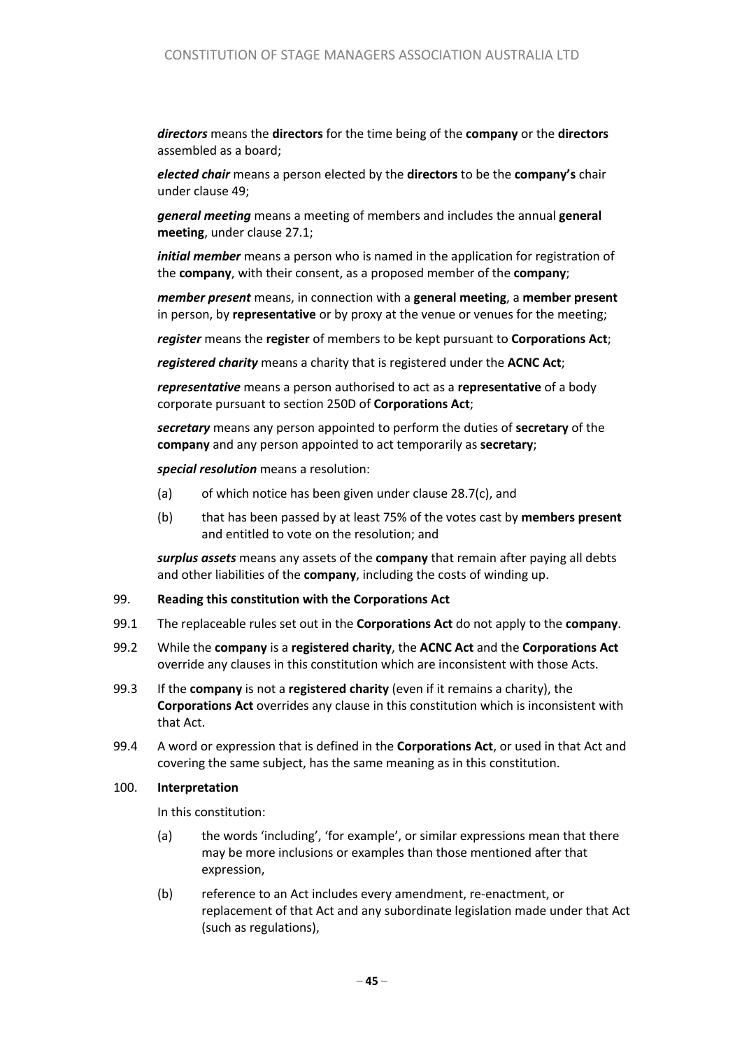***directors*** means the **directors** for the time being of the **company** or the **directors** assembled as a board;

***elected chair*** means a person elected by the **directors** to be the **company's** chair under clause 49;

***general meeting*** means a meeting of members and includes the annual **general meeting**, under clause 27.1;

***initial member*** means a person who is named in the application for registration of the **company**, with their consent, as a proposed member of the **company**;

***member present*** means, in connection with a **general meeting**, a **member present** in person, by **representative** or by proxy at the venue or venues for the meeting;

***register*** means the **register** of members to be kept pursuant to **Corporations Act**;

***registered charity*** means a charity that is registered under the **ACNC Act**;

***representative*** means a person authorised to act as a **representative** of a body corporate pursuant to section 250D of **Corporations Act**;

***secretary*** means any person appointed to perform the duties of **secretary** of the **company** and any person appointed to act temporarily as **secretary**;

***special resolution*** means a resolution:

(a) of which notice has been given under clause 28.7(c), and

(b) that has been passed by at least 75% of the votes cast by **members present** and entitled to vote on the resolution; and

***surplus assets*** means any assets of the **company** that remain after paying all debts and other liabilities of the **company**, including the costs of winding up.

99. **Reading this constitution with the Corporations Act**

99.1 The replaceable rules set out in the **Corporations Act** do not apply to the **company**.

99.2 While the **company** is a **registered charity**, the **ACNC Act** and the **Corporations Act** override any clauses in this constitution which are inconsistent with those Acts.

99.3 If the **company** is not a **registered charity** (even if it remains a charity), the **Corporations Act** overrides any clause in this constitution which is inconsistent with that Act.

99.4 A word or expression that is defined in the **Corporations Act**, or used in that Act and covering the same subject, has the same meaning as in this constitution.

100. **Interpretation**

In this constitution:

(a) the words 'including', 'for example', or similar expressions mean that there may be more inclusions or examples than those mentioned after that expression,

(b) reference to an Act includes every amendment, re-enactment, or replacement of that Act and any subordinate legislation made under that Act (such as regulations),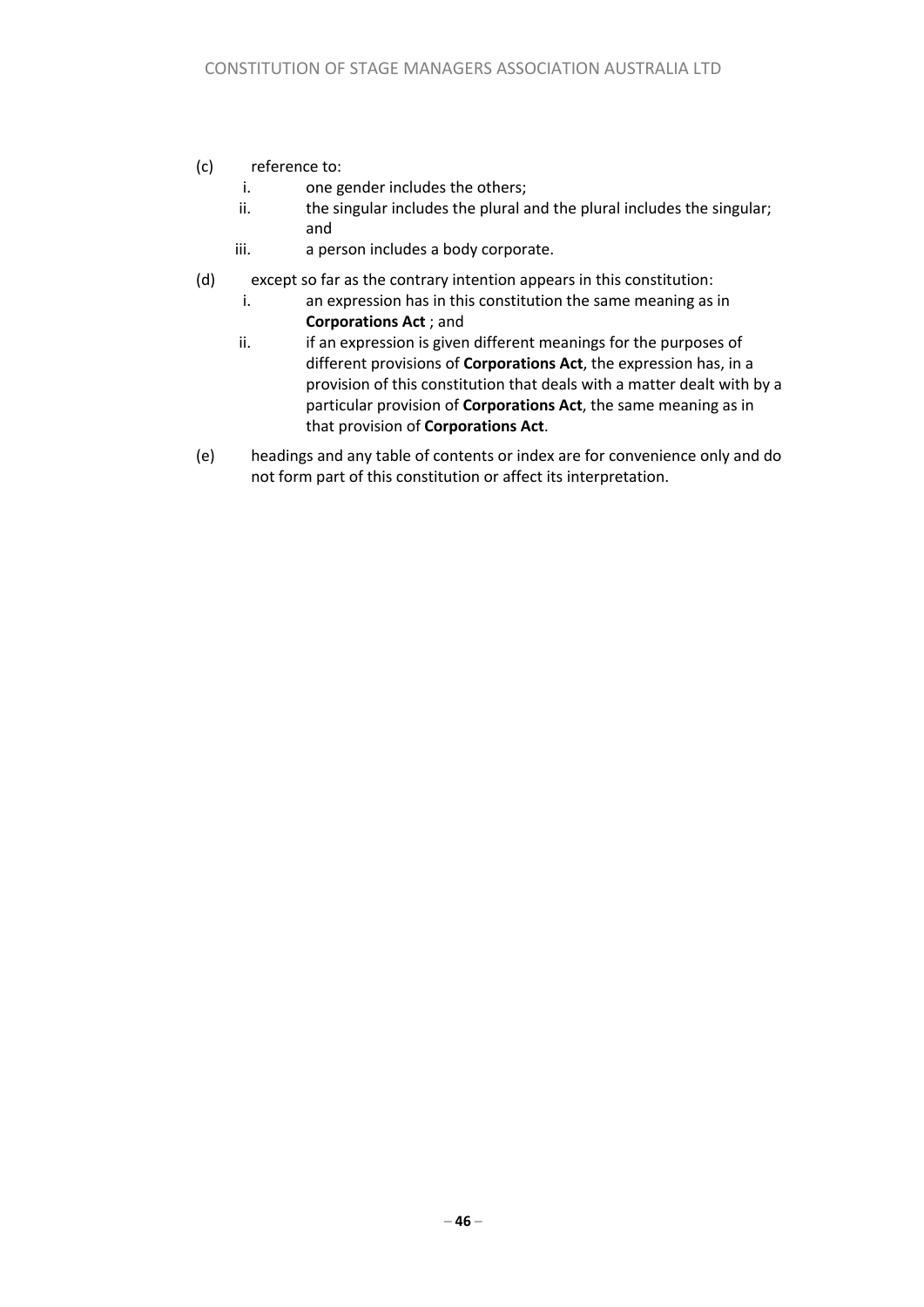(c) reference to:

   i. one gender includes the others;

   ii. the singular includes the plural and the plural includes the singular; and

   iii. a person includes a body corporate.

(d) except so far as the contrary intention appears in this constitution:

   i. an expression has in this constitution the same meaning as in **Corporations Act** ; and

   ii. if an expression is given different meanings for the purposes of different provisions of **Corporations Act**, the expression has, in a provision of this constitution that deals with a matter dealt with by a particular provision of **Corporations Act**, the same meaning as in that provision of **Corporations Act**.

(e) headings and any table of contents or index are for convenience only and do not form part of this constitution or affect its interpretation.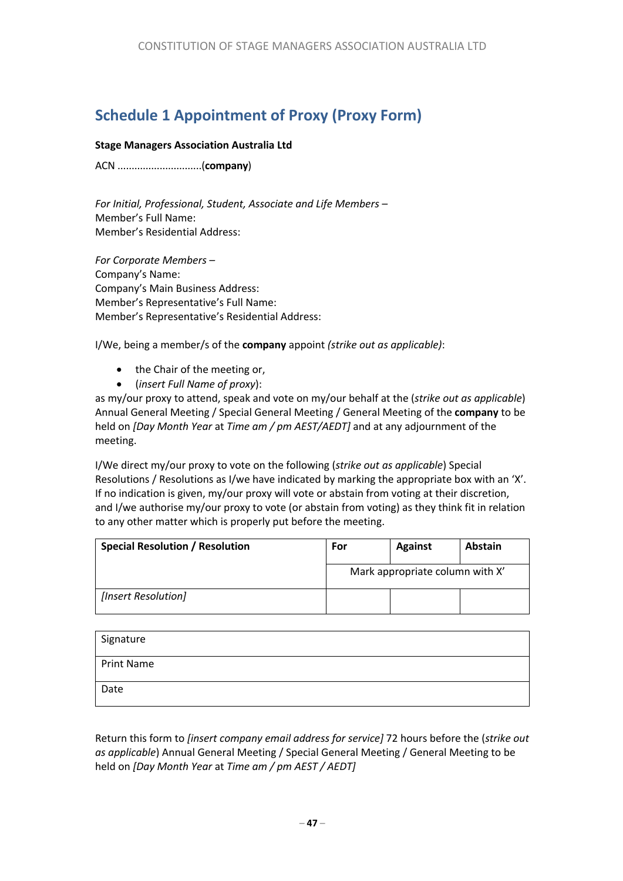# Schedule 1 Appointment of Proxy (Proxy Form)

**Stage Managers Association Australia Ltd**

ACN .............................(**company**)

*For Initial, Professional, Student, Associate and Life Members –*
Member's Full Name:
Member's Residential Address:

*For Corporate Members –*
Company's Name:
Company's Main Business Address:
Member's Representative's Full Name:
Member's Representative's Residential Address:

I/We, being a member/s of the **company** appoint *(strike out as applicable)*:

- the Chair of the meeting or,
- (*insert Full Name of proxy*):

as my/our proxy to attend, speak and vote on my/our behalf at the (*strike out as applicable*) Annual General Meeting / Special General Meeting / General Meeting of the **company** to be held on *[Day Month Year* at *Time am / pm AEST/AEDT]* and at any adjournment of the meeting.

I/We direct my/our proxy to vote on the following (*strike out as applicable*) Special Resolutions / Resolutions as I/we have indicated by marking the appropriate box with an 'X'. If no indication is given, my/our proxy will vote or abstain from voting at their discretion, and I/we authorise my/our proxy to vote (or abstain from voting) as they think fit in relation to any other matter which is properly put before the meeting.

| **Special Resolution / Resolution** | **For** | **Against** | **Abstain** |
|---|---|---|---|
| | Mark appropriate column with X' | | |
| *[Insert Resolution]* | | | |

| |
|---|
| Signature |
| Print Name |
| Date |

Return this form to *[insert company email address for service]* 72 hours before the (*strike out as applicable*) Annual General Meeting / Special General Meeting / General Meeting to be held on *[Day Month Year* at *Time am / pm AEST / AEDT]*